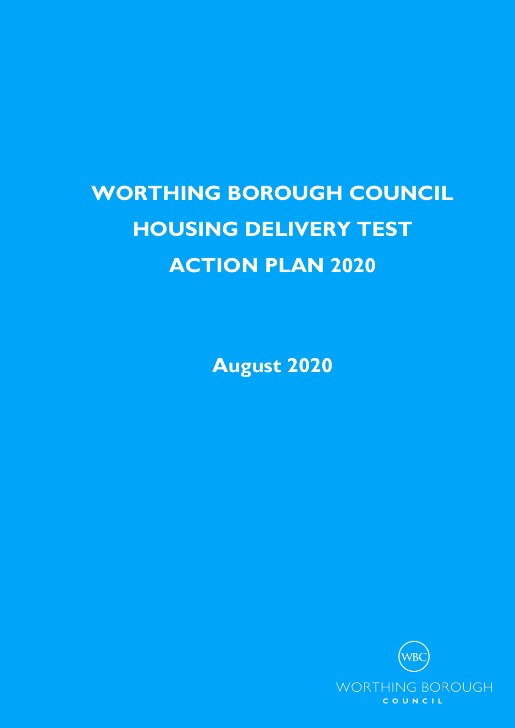# WORTHING BOROUGH COUNCIL
# HOUSING DELIVERY TEST
# ACTION PLAN 2020

**August 2020**

WBC
WORTHING BOROUGH
COUNCIL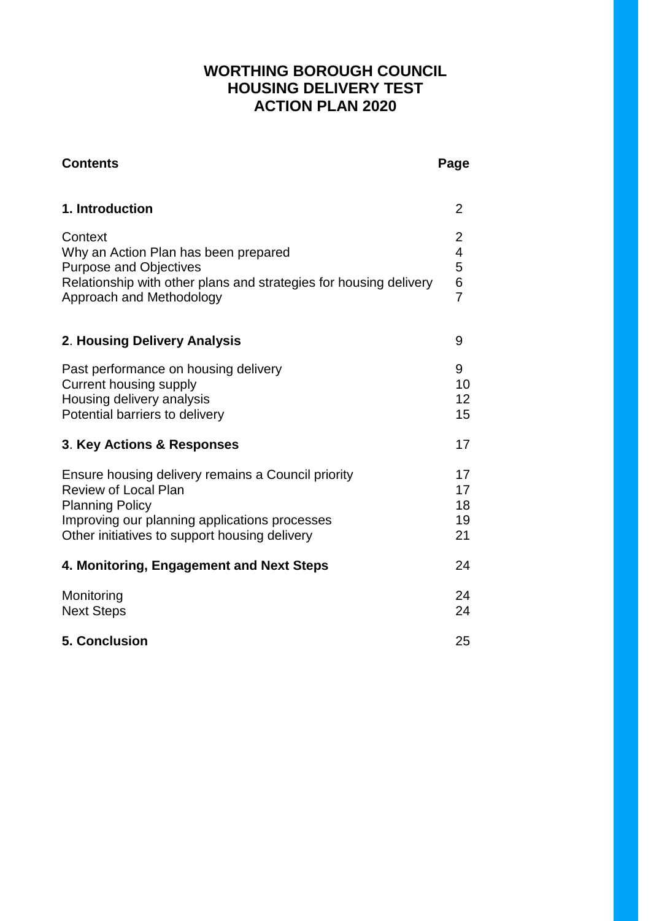# WORTHING BOROUGH COUNCIL
# HOUSING DELIVERY TEST
# ACTION PLAN 2020

| **Contents** | **Page** |
|---|---|
| **1. Introduction** | 2 |
| Context | 2 |
| Why an Action Plan has been prepared | 4 |
| Purpose and Objectives | 5 |
| Relationship with other plans and strategies for housing delivery | 6 |
| Approach and Methodology | 7 |
| **2. Housing Delivery Analysis** | 9 |
| Past performance on housing delivery | 9 |
| Current housing supply | 10 |
| Housing delivery analysis | 12 |
| Potential barriers to delivery | 15 |
| **3. Key Actions & Responses** | 17 |
| Ensure housing delivery remains a Council priority | 17 |
| Review of Local Plan | 17 |
| Planning Policy | 18 |
| Improving our planning applications processes | 19 |
| Other initiatives to support housing delivery | 21 |
| **4. Monitoring, Engagement and Next Steps** | 24 |
| Monitoring | 24 |
| Next Steps | 24 |
| **5. Conclusion** | 25 |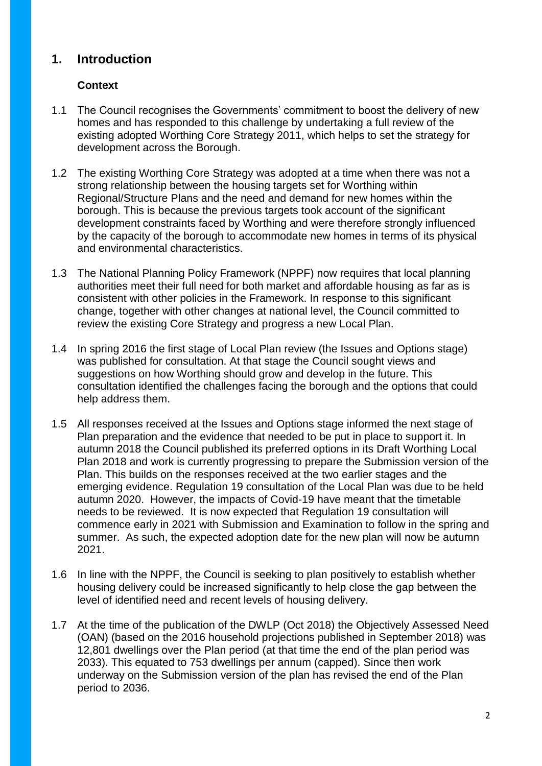## 1. Introduction

### Context

1.1 The Council recognises the Governments' commitment to boost the delivery of new homes and has responded to this challenge by undertaking a full review of the existing adopted Worthing Core Strategy 2011, which helps to set the strategy for development across the Borough.

1.2 The existing Worthing Core Strategy was adopted at a time when there was not a strong relationship between the housing targets set for Worthing within Regional/Structure Plans and the need and demand for new homes within the borough. This is because the previous targets took account of the significant development constraints faced by Worthing and were therefore strongly influenced by the capacity of the borough to accommodate new homes in terms of its physical and environmental characteristics.

1.3 The National Planning Policy Framework (NPPF) now requires that local planning authorities meet their full need for both market and affordable housing as far as is consistent with other policies in the Framework. In response to this significant change, together with other changes at national level, the Council committed to review the existing Core Strategy and progress a new Local Plan.

1.4 In spring 2016 the first stage of Local Plan review (the Issues and Options stage) was published for consultation. At that stage the Council sought views and suggestions on how Worthing should grow and develop in the future. This consultation identified the challenges facing the borough and the options that could help address them.

1.5 All responses received at the Issues and Options stage informed the next stage of Plan preparation and the evidence that needed to be put in place to support it. In autumn 2018 the Council published its preferred options in its Draft Worthing Local Plan 2018 and work is currently progressing to prepare the Submission version of the Plan. This builds on the responses received at the two earlier stages and the emerging evidence. Regulation 19 consultation of the Local Plan was due to be held autumn 2020. However, the impacts of Covid-19 have meant that the timetable needs to be reviewed. It is now expected that Regulation 19 consultation will commence early in 2021 with Submission and Examination to follow in the spring and summer. As such, the expected adoption date for the new plan will now be autumn 2021.

1.6 In line with the NPPF, the Council is seeking to plan positively to establish whether housing delivery could be increased significantly to help close the gap between the level of identified need and recent levels of housing delivery.

1.7 At the time of the publication of the DWLP (Oct 2018) the Objectively Assessed Need (OAN) (based on the 2016 household projections published in September 2018) was 12,801 dwellings over the Plan period (at that time the end of the plan period was 2033). This equated to 753 dwellings per annum (capped). Since then work underway on the Submission version of the plan has revised the end of the Plan period to 2036.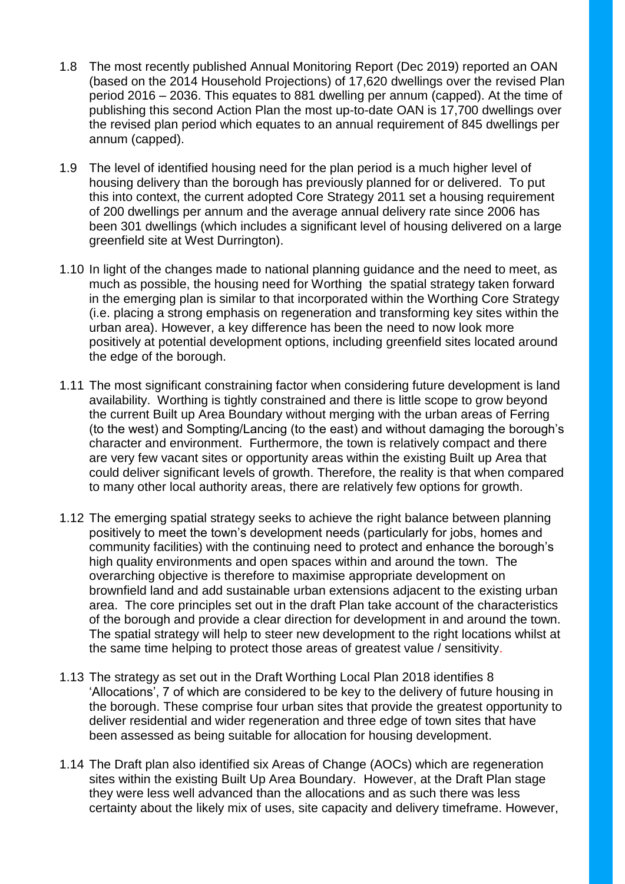1.8 The most recently published Annual Monitoring Report (Dec 2019) reported an OAN (based on the 2014 Household Projections) of 17,620 dwellings over the revised Plan period 2016 – 2036. This equates to 881 dwelling per annum (capped). At the time of publishing this second Action Plan the most up-to-date OAN is 17,700 dwellings over the revised plan period which equates to an annual requirement of 845 dwellings per annum (capped).

1.9 The level of identified housing need for the plan period is a much higher level of housing delivery than the borough has previously planned for or delivered. To put this into context, the current adopted Core Strategy 2011 set a housing requirement of 200 dwellings per annum and the average annual delivery rate since 2006 has been 301 dwellings (which includes a significant level of housing delivered on a large greenfield site at West Durrington).

1.10 In light of the changes made to national planning guidance and the need to meet, as much as possible, the housing need for Worthing the spatial strategy taken forward in the emerging plan is similar to that incorporated within the Worthing Core Strategy (i.e. placing a strong emphasis on regeneration and transforming key sites within the urban area). However, a key difference has been the need to now look more positively at potential development options, including greenfield sites located around the edge of the borough.

1.11 The most significant constraining factor when considering future development is land availability. Worthing is tightly constrained and there is little scope to grow beyond the current Built up Area Boundary without merging with the urban areas of Ferring (to the west) and Sompting/Lancing (to the east) and without damaging the borough's character and environment. Furthermore, the town is relatively compact and there are very few vacant sites or opportunity areas within the existing Built up Area that could deliver significant levels of growth. Therefore, the reality is that when compared to many other local authority areas, there are relatively few options for growth.

1.12 The emerging spatial strategy seeks to achieve the right balance between planning positively to meet the town's development needs (particularly for jobs, homes and community facilities) with the continuing need to protect and enhance the borough's high quality environments and open spaces within and around the town. The overarching objective is therefore to maximise appropriate development on brownfield land and add sustainable urban extensions adjacent to the existing urban area. The core principles set out in the draft Plan take account of the characteristics of the borough and provide a clear direction for development in and around the town. The spatial strategy will help to steer new development to the right locations whilst at the same time helping to protect those areas of greatest value / sensitivity.

1.13 The strategy as set out in the Draft Worthing Local Plan 2018 identifies 8 'Allocations', 7 of which are considered to be key to the delivery of future housing in the borough. These comprise four urban sites that provide the greatest opportunity to deliver residential and wider regeneration and three edge of town sites that have been assessed as being suitable for allocation for housing development.

1.14 The Draft plan also identified six Areas of Change (AOCs) which are regeneration sites within the existing Built Up Area Boundary. However, at the Draft Plan stage they were less well advanced than the allocations and as such there was less certainty about the likely mix of uses, site capacity and delivery timeframe. However,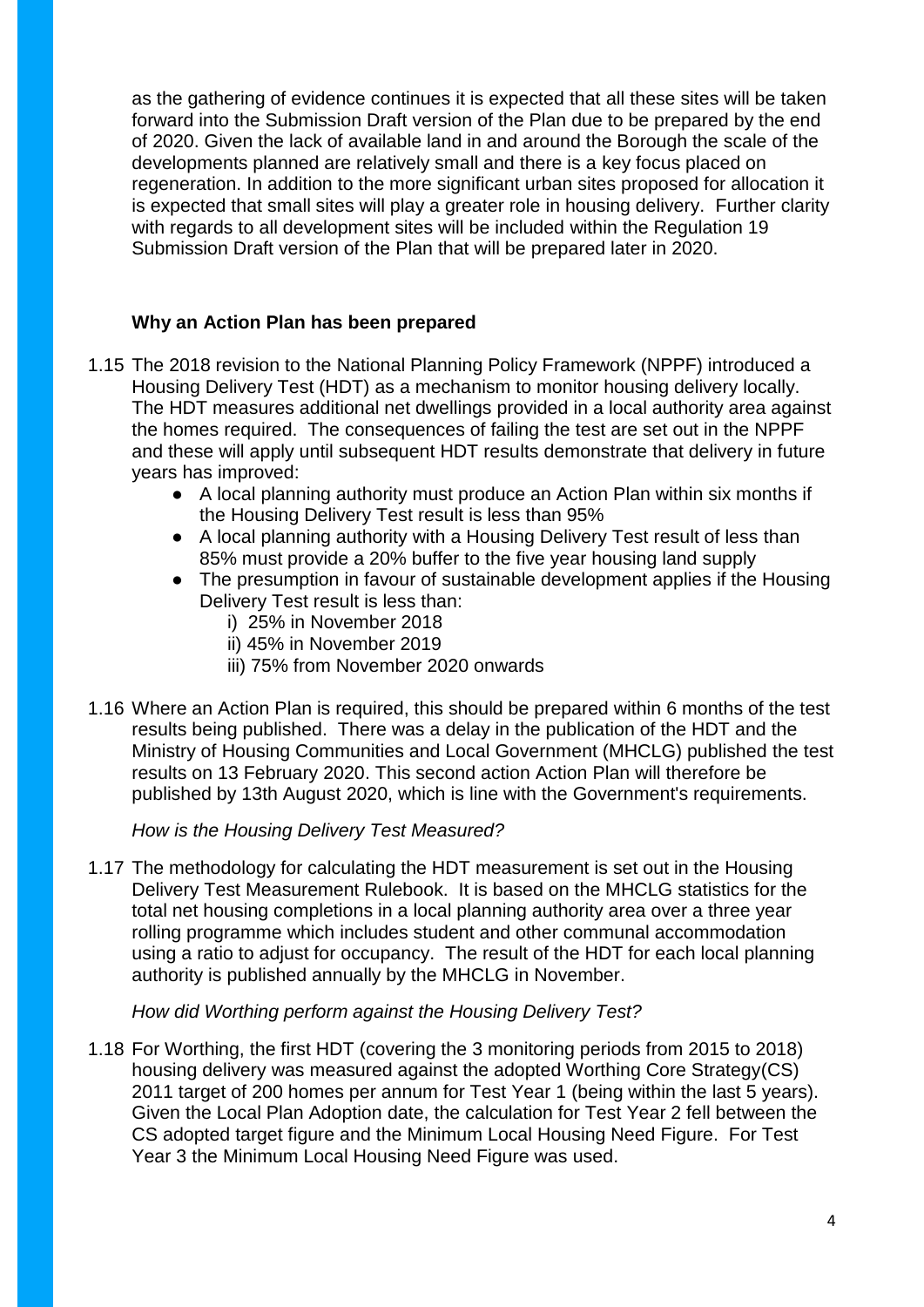as the gathering of evidence continues it is expected that all these sites will be taken forward into the Submission Draft version of the Plan due to be prepared by the end of 2020. Given the lack of available land in and around the Borough the scale of the developments planned are relatively small and there is a key focus placed on regeneration. In addition to the more significant urban sites proposed for allocation it is expected that small sites will play a greater role in housing delivery. Further clarity with regards to all development sites will be included within the Regulation 19 Submission Draft version of the Plan that will be prepared later in 2020.

**Why an Action Plan has been prepared**

1.15 The 2018 revision to the National Planning Policy Framework (NPPF) introduced a Housing Delivery Test (HDT) as a mechanism to monitor housing delivery locally. The HDT measures additional net dwellings provided in a local authority area against the homes required. The consequences of failing the test are set out in the NPPF and these will apply until subsequent HDT results demonstrate that delivery in future years has improved:

- A local planning authority must produce an Action Plan within six months if the Housing Delivery Test result is less than 95%
- A local planning authority with a Housing Delivery Test result of less than 85% must provide a 20% buffer to the five year housing land supply
- The presumption in favour of sustainable development applies if the Housing Delivery Test result is less than:
    - i) 25% in November 2018
    - ii) 45% in November 2019
    - iii) 75% from November 2020 onwards

1.16 Where an Action Plan is required, this should be prepared within 6 months of the test results being published. There was a delay in the publication of the HDT and the Ministry of Housing Communities and Local Government (MHCLG) published the test results on 13 February 2020. This second action Action Plan will therefore be published by 13th August 2020, which is line with the Government's requirements.

*How is the Housing Delivery Test Measured?*

1.17 The methodology for calculating the HDT measurement is set out in the Housing Delivery Test Measurement Rulebook. It is based on the MHCLG statistics for the total net housing completions in a local planning authority area over a three year rolling programme which includes student and other communal accommodation using a ratio to adjust for occupancy. The result of the HDT for each local planning authority is published annually by the MHCLG in November.

*How did Worthing perform against the Housing Delivery Test?*

1.18 For Worthing, the first HDT (covering the 3 monitoring periods from 2015 to 2018) housing delivery was measured against the adopted Worthing Core Strategy(CS) 2011 target of 200 homes per annum for Test Year 1 (being within the last 5 years). Given the Local Plan Adoption date, the calculation for Test Year 2 fell between the CS adopted target figure and the Minimum Local Housing Need Figure. For Test Year 3 the Minimum Local Housing Need Figure was used.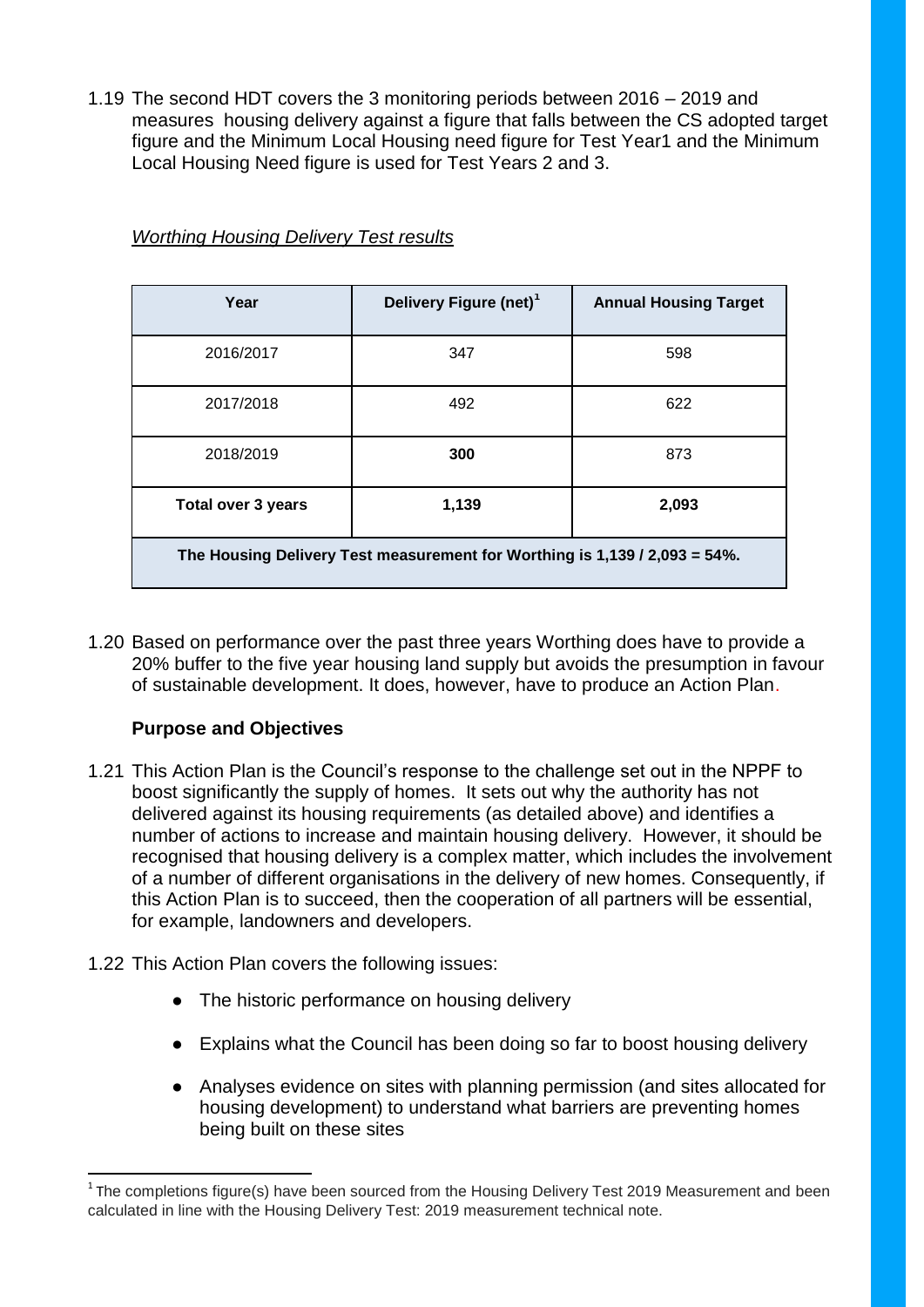1.19 The second HDT covers the 3 monitoring periods between 2016 – 2019 and measures housing delivery against a figure that falls between the CS adopted target figure and the Minimum Local Housing need figure for Test Year1 and the Minimum Local Housing Need figure is used for Test Years 2 and 3.

*Worthing Housing Delivery Test results*

| Year | Delivery Figure (net)[1] | Annual Housing Target |
|---|---|---|
| 2016/2017 | 347 | 598 |
| 2017/2018 | 492 | 622 |
| 2018/2019 | **300** | 873 |
| **Total over 3 years** | **1,139** | **2,093** |
| **The Housing Delivery Test measurement for Worthing is 1,139 / 2,093 = 54%.** | | |

1.20 Based on performance over the past three years Worthing does have to provide a 20% buffer to the five year housing land supply but avoids the presumption in favour of sustainable development. It does, however, have to produce an Action Plan.

### Purpose and Objectives

1.21 This Action Plan is the Council's response to the challenge set out in the NPPF to boost significantly the supply of homes. It sets out why the authority has not delivered against its housing requirements (as detailed above) and identifies a number of actions to increase and maintain housing delivery. However, it should be recognised that housing delivery is a complex matter, which includes the involvement of a number of different organisations in the delivery of new homes. Consequently, if this Action Plan is to succeed, then the cooperation of all partners will be essential, for example, landowners and developers.

1.22 This Action Plan covers the following issues:

- The historic performance on housing delivery
- Explains what the Council has been doing so far to boost housing delivery
- Analyses evidence on sites with planning permission (and sites allocated for housing development) to understand what barriers are preventing homes being built on these sites

[1] The completions figure(s) have been sourced from the Housing Delivery Test 2019 Measurement and been calculated in line with the Housing Delivery Test: 2019 measurement technical note.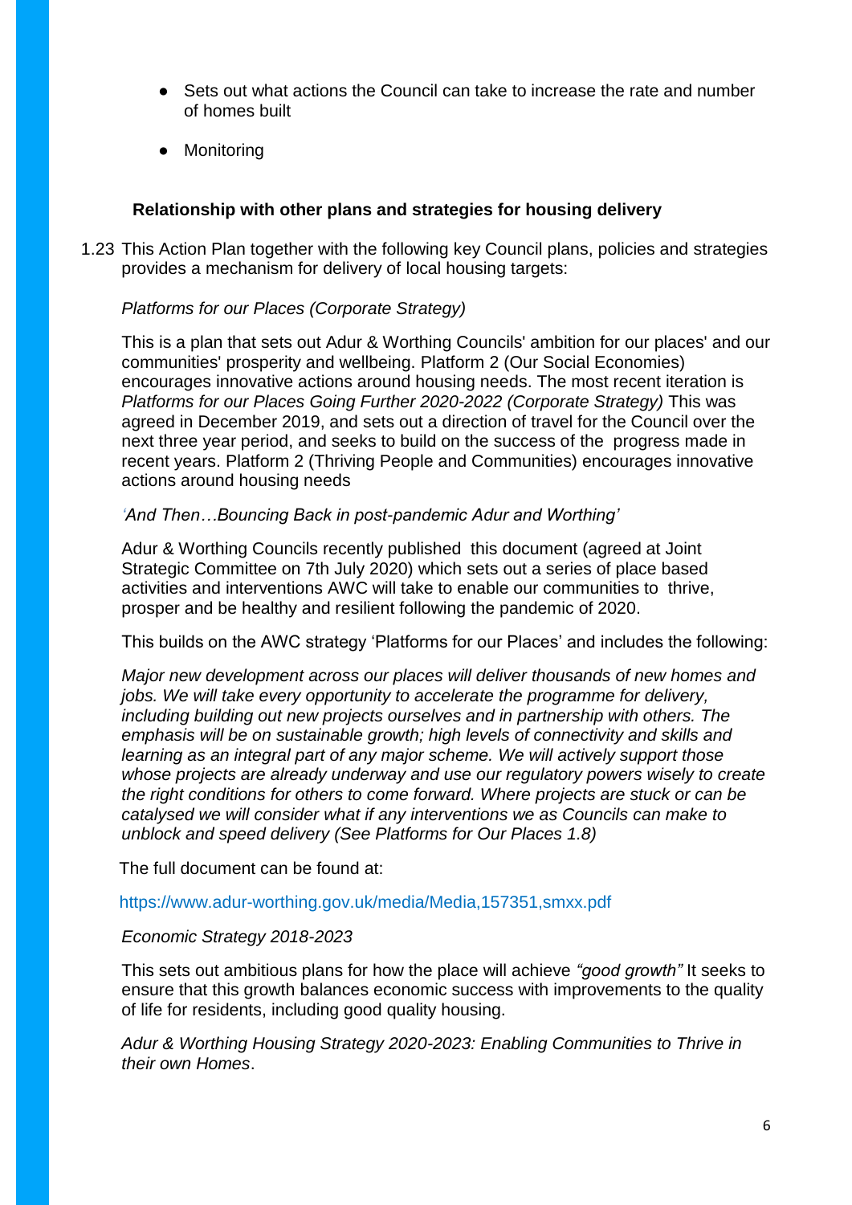- Sets out what actions the Council can take to increase the rate and number of homes built
- Monitoring

**Relationship with other plans and strategies for housing delivery**

1.23 This Action Plan together with the following key Council plans, policies and strategies provides a mechanism for delivery of local housing targets:

*Platforms for our Places (Corporate Strategy)*

This is a plan that sets out Adur & Worthing Councils' ambition for our places' and our communities' prosperity and wellbeing. Platform 2 (Our Social Economies) encourages innovative actions around housing needs. The most recent iteration is *Platforms for our Places Going Further 2020-2022 (Corporate Strategy)* This was agreed in December 2019, and sets out a direction of travel for the Council over the next three year period, and seeks to build on the success of the progress made in recent years. Platform 2 (Thriving People and Communities) encourages innovative actions around housing needs

*'And Then…Bouncing Back in post-pandemic Adur and Worthing'*

Adur & Worthing Councils recently published this document (agreed at Joint Strategic Committee on 7th July 2020) which sets out a series of place based activities and interventions AWC will take to enable our communities to thrive, prosper and be healthy and resilient following the pandemic of 2020.

This builds on the AWC strategy 'Platforms for our Places' and includes the following:

*Major new development across our places will deliver thousands of new homes and jobs. We will take every opportunity to accelerate the programme for delivery, including building out new projects ourselves and in partnership with others. The emphasis will be on sustainable growth; high levels of connectivity and skills and learning as an integral part of any major scheme. We will actively support those whose projects are already underway and use our regulatory powers wisely to create the right conditions for others to come forward. Where projects are stuck or can be catalysed we will consider what if any interventions we as Councils can make to unblock and speed delivery (See Platforms for Our Places 1.8)*

The full document can be found at:

https://www.adur-worthing.gov.uk/media/Media,157351,smxx.pdf

*Economic Strategy 2018-2023*

This sets out ambitious plans for how the place will achieve *"good growth"* It seeks to ensure that this growth balances economic success with improvements to the quality of life for residents, including good quality housing.

*Adur & Worthing Housing Strategy 2020-2023: Enabling Communities to Thrive in their own Homes*.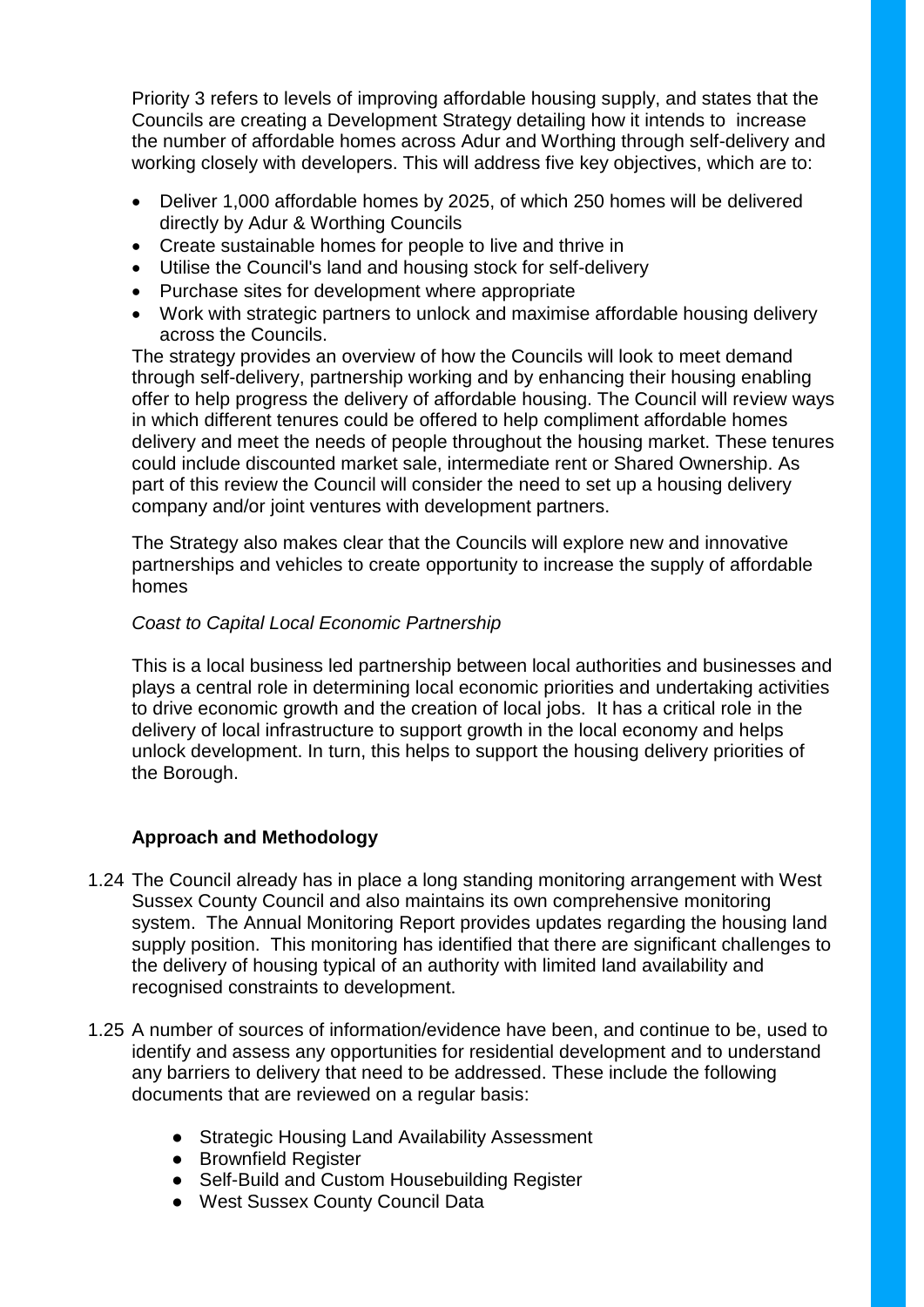Priority 3 refers to levels of improving affordable housing supply, and states that the Councils are creating a Development Strategy detailing how it intends to increase the number of affordable homes across Adur and Worthing through self-delivery and working closely with developers. This will address five key objectives, which are to:

- Deliver 1,000 affordable homes by 2025, of which 250 homes will be delivered directly by Adur & Worthing Councils
- Create sustainable homes for people to live and thrive in
- Utilise the Council's land and housing stock for self-delivery
- Purchase sites for development where appropriate
- Work with strategic partners to unlock and maximise affordable housing delivery across the Councils.

The strategy provides an overview of how the Councils will look to meet demand through self-delivery, partnership working and by enhancing their housing enabling offer to help progress the delivery of affordable housing. The Council will review ways in which different tenures could be offered to help compliment affordable homes delivery and meet the needs of people throughout the housing market. These tenures could include discounted market sale, intermediate rent or Shared Ownership. As part of this review the Council will consider the need to set up a housing delivery company and/or joint ventures with development partners.

The Strategy also makes clear that the Councils will explore new and innovative partnerships and vehicles to create opportunity to increase the supply of affordable homes

*Coast to Capital Local Economic Partnership*

This is a local business led partnership between local authorities and businesses and plays a central role in determining local economic priorities and undertaking activities to drive economic growth and the creation of local jobs. It has a critical role in the delivery of local infrastructure to support growth in the local economy and helps unlock development. In turn, this helps to support the housing delivery priorities of the Borough.

## Approach and Methodology

1.24 The Council already has in place a long standing monitoring arrangement with West Sussex County Council and also maintains its own comprehensive monitoring system. The Annual Monitoring Report provides updates regarding the housing land supply position. This monitoring has identified that there are significant challenges to the delivery of housing typical of an authority with limited land availability and recognised constraints to development.

1.25 A number of sources of information/evidence have been, and continue to be, used to identify and assess any opportunities for residential development and to understand any barriers to delivery that need to be addressed. These include the following documents that are reviewed on a regular basis:

- Strategic Housing Land Availability Assessment
- Brownfield Register
- Self-Build and Custom Housebuilding Register
- West Sussex County Council Data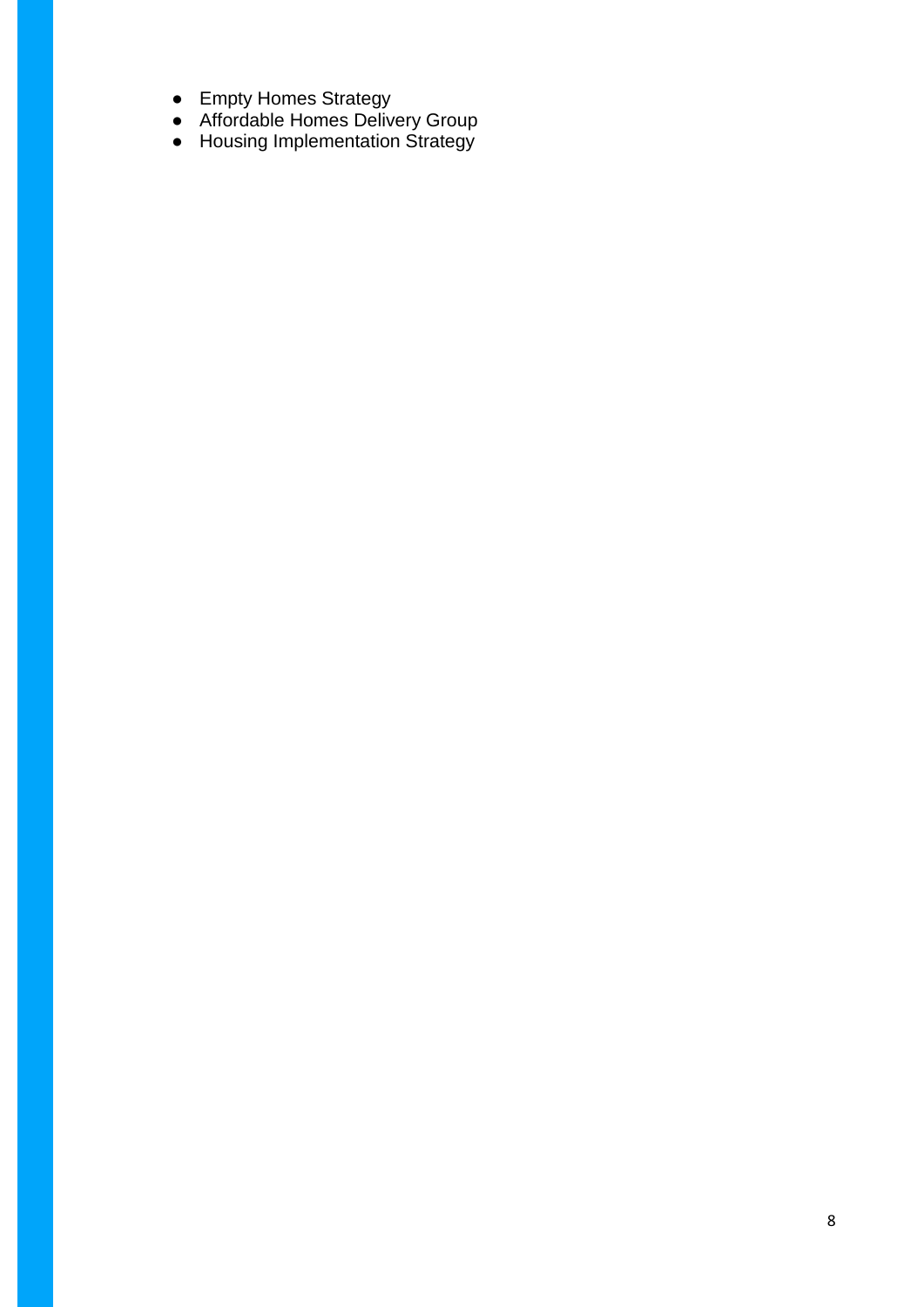- Empty Homes Strategy
- Affordable Homes Delivery Group
- Housing Implementation Strategy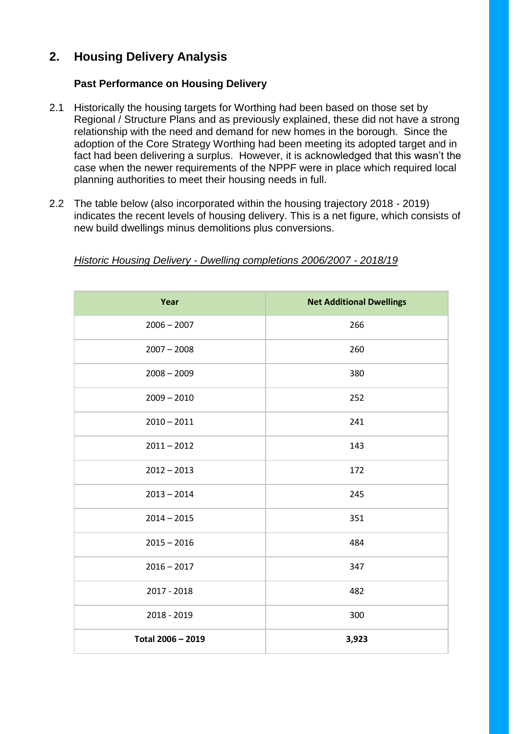## 2. Housing Delivery Analysis

### Past Performance on Housing Delivery

2.1 Historically the housing targets for Worthing had been based on those set by Regional / Structure Plans and as previously explained, these did not have a strong relationship with the need and demand for new homes in the borough. Since the adoption of the Core Strategy Worthing had been meeting its adopted target and in fact had been delivering a surplus. However, it is acknowledged that this wasn't the case when the newer requirements of the NPPF were in place which required local planning authorities to meet their housing needs in full.

2.2 The table below (also incorporated within the housing trajectory 2018 - 2019) indicates the recent levels of housing delivery. This is a net figure, which consists of new build dwellings minus demolitions plus conversions.

*Historic Housing Delivery - Dwelling completions 2006/2007 - 2018/19*

| Year | Net Additional Dwellings |
|---|---|
| 2006 – 2007 | 266 |
| 2007 – 2008 | 260 |
| 2008 – 2009 | 380 |
| 2009 – 2010 | 252 |
| 2010 – 2011 | 241 |
| 2011 – 2012 | 143 |
| 2012 – 2013 | 172 |
| 2013 – 2014 | 245 |
| 2014 – 2015 | 351 |
| 2015 – 2016 | 484 |
| 2016 – 2017 | 347 |
| 2017 - 2018 | 482 |
| 2018 - 2019 | 300 |
| **Total 2006 – 2019** | **3,923** |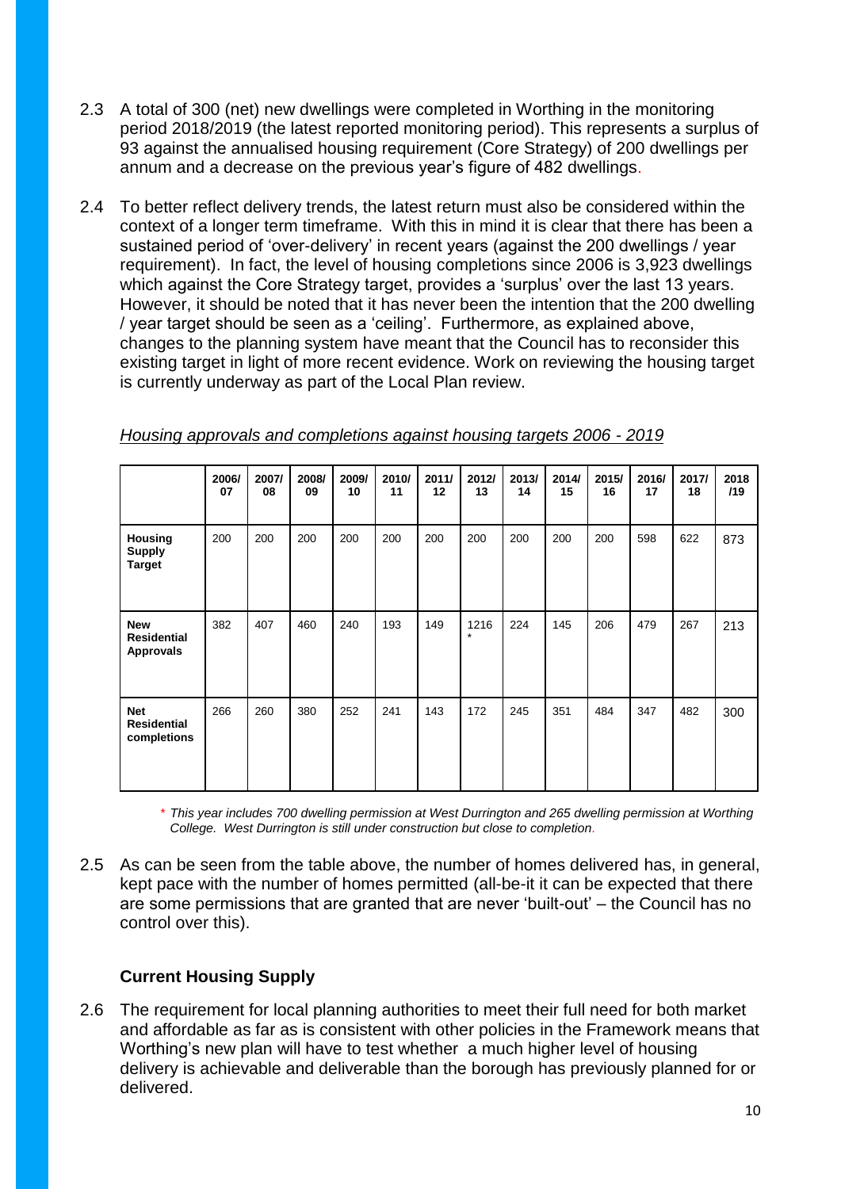2.3 A total of 300 (net) new dwellings were completed in Worthing in the monitoring period 2018/2019 (the latest reported monitoring period). This represents a surplus of 93 against the annualised housing requirement (Core Strategy) of 200 dwellings per annum and a decrease on the previous year's figure of 482 dwellings.

2.4 To better reflect delivery trends, the latest return must also be considered within the context of a longer term timeframe. With this in mind it is clear that there has been a sustained period of 'over-delivery' in recent years (against the 200 dwellings / year requirement). In fact, the level of housing completions since 2006 is 3,923 dwellings which against the Core Strategy target, provides a 'surplus' over the last 13 years. However, it should be noted that it has never been the intention that the 200 dwelling / year target should be seen as a 'ceiling'. Furthermore, as explained above, changes to the planning system have meant that the Council has to reconsider this existing target in light of more recent evidence. Work on reviewing the housing target is currently underway as part of the Local Plan review.

*Housing approvals and completions against housing targets 2006 - 2019*

| | 2006/07 | 2007/08 | 2008/09 | 2009/10 | 2010/11 | 2011/12 | 2012/13 | 2013/14 | 2014/15 | 2015/16 | 2016/17 | 2017/18 | 2018/19 |
|---|---|---|---|---|---|---|---|---|---|---|---|---|---|
| **Housing Supply Target** | 200 | 200 | 200 | 200 | 200 | 200 | 200 | 200 | 200 | 200 | 598 | 622 | 873 |
| **New Residential Approvals** | 382 | 407 | 460 | 240 | 193 | 149 | 1216 * | 224 | 145 | 206 | 479 | 267 | 213 |
| **Net Residential completions** | 266 | 260 | 380 | 252 | 241 | 143 | 172 | 245 | 351 | 484 | 347 | 482 | 300 |

\* *This year includes 700 dwelling permission at West Durrington and 265 dwelling permission at Worthing College. West Durrington is still under construction but close to completion.*

2.5 As can be seen from the table above, the number of homes delivered has, in general, kept pace with the number of homes permitted (all-be-it it can be expected that there are some permissions that are granted that are never 'built-out' – the Council has no control over this).

### Current Housing Supply

2.6 The requirement for local planning authorities to meet their full need for both market and affordable as far as is consistent with other policies in the Framework means that Worthing's new plan will have to test whether a much higher level of housing delivery is achievable and deliverable than the borough has previously planned for or delivered.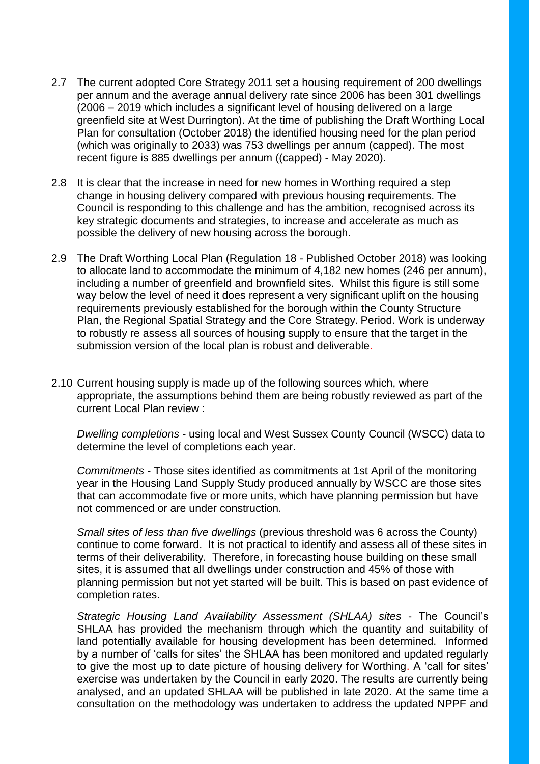2.7 The current adopted Core Strategy 2011 set a housing requirement of 200 dwellings per annum and the average annual delivery rate since 2006 has been 301 dwellings (2006 – 2019 which includes a significant level of housing delivered on a large greenfield site at West Durrington). At the time of publishing the Draft Worthing Local Plan for consultation (October 2018) the identified housing need for the plan period (which was originally to 2033) was 753 dwellings per annum (capped). The most recent figure is 885 dwellings per annum ((capped) - May 2020).

2.8 It is clear that the increase in need for new homes in Worthing required a step change in housing delivery compared with previous housing requirements. The Council is responding to this challenge and has the ambition, recognised across its key strategic documents and strategies, to increase and accelerate as much as possible the delivery of new housing across the borough.

2.9 The Draft Worthing Local Plan (Regulation 18 - Published October 2018) was looking to allocate land to accommodate the minimum of 4,182 new homes (246 per annum), including a number of greenfield and brownfield sites. Whilst this figure is still some way below the level of need it does represent a very significant uplift on the housing requirements previously established for the borough within the County Structure Plan, the Regional Spatial Strategy and the Core Strategy. Period. Work is underway to robustly re assess all sources of housing supply to ensure that the target in the submission version of the local plan is robust and deliverable.

2.10 Current housing supply is made up of the following sources which, where appropriate, the assumptions behind them are being robustly reviewed as part of the current Local Plan review :

*Dwelling completions* - using local and West Sussex County Council (WSCC) data to determine the level of completions each year.

*Commitments* - Those sites identified as commitments at 1st April of the monitoring year in the Housing Land Supply Study produced annually by WSCC are those sites that can accommodate five or more units, which have planning permission but have not commenced or are under construction.

*Small sites of less than five dwellings* (previous threshold was 6 across the County) continue to come forward. It is not practical to identify and assess all of these sites in terms of their deliverability. Therefore, in forecasting house building on these small sites, it is assumed that all dwellings under construction and 45% of those with planning permission but not yet started will be built. This is based on past evidence of completion rates.

*Strategic Housing Land Availability Assessment (SHLAA) sites* - The Council's SHLAA has provided the mechanism through which the quantity and suitability of land potentially available for housing development has been determined. Informed by a number of 'calls for sites' the SHLAA has been monitored and updated regularly to give the most up to date picture of housing delivery for Worthing. A 'call for sites' exercise was undertaken by the Council in early 2020. The results are currently being analysed, and an updated SHLAA will be published in late 2020. At the same time a consultation on the methodology was undertaken to address the updated NPPF and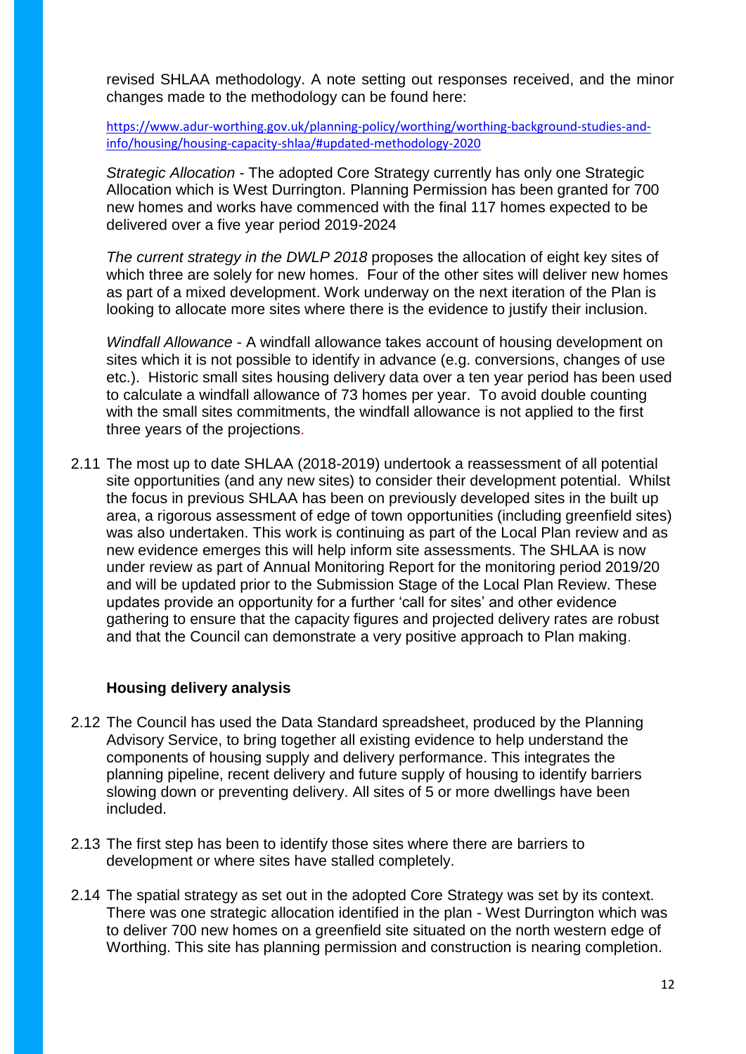revised SHLAA methodology. A note setting out responses received, and the minor changes made to the methodology can be found here:

https://www.adur-worthing.gov.uk/planning-policy/worthing/worthing-background-studies-and-info/housing/housing-capacity-shlaa/#updated-methodology-2020

*Strategic Allocation* - The adopted Core Strategy currently has only one Strategic Allocation which is West Durrington. Planning Permission has been granted for 700 new homes and works have commenced with the final 117 homes expected to be delivered over a five year period 2019-2024

*The current strategy in the DWLP 2018* proposes the allocation of eight key sites of which three are solely for new homes. Four of the other sites will deliver new homes as part of a mixed development. Work underway on the next iteration of the Plan is looking to allocate more sites where there is the evidence to justify their inclusion.

*Windfall Allowance* - A windfall allowance takes account of housing development on sites which it is not possible to identify in advance (e.g. conversions, changes of use etc.). Historic small sites housing delivery data over a ten year period has been used to calculate a windfall allowance of 73 homes per year. To avoid double counting with the small sites commitments, the windfall allowance is not applied to the first three years of the projections.

2.11 The most up to date SHLAA (2018-2019) undertook a reassessment of all potential site opportunities (and any new sites) to consider their development potential. Whilst the focus in previous SHLAA has been on previously developed sites in the built up area, a rigorous assessment of edge of town opportunities (including greenfield sites) was also undertaken. This work is continuing as part of the Local Plan review and as new evidence emerges this will help inform site assessments. The SHLAA is now under review as part of Annual Monitoring Report for the monitoring period 2019/20 and will be updated prior to the Submission Stage of the Local Plan Review. These updates provide an opportunity for a further 'call for sites' and other evidence gathering to ensure that the capacity figures and projected delivery rates are robust and that the Council can demonstrate a very positive approach to Plan making.

### Housing delivery analysis

2.12 The Council has used the Data Standard spreadsheet, produced by the Planning Advisory Service, to bring together all existing evidence to help understand the components of housing supply and delivery performance. This integrates the planning pipeline, recent delivery and future supply of housing to identify barriers slowing down or preventing delivery. All sites of 5 or more dwellings have been included.

2.13 The first step has been to identify those sites where there are barriers to development or where sites have stalled completely.

2.14 The spatial strategy as set out in the adopted Core Strategy was set by its context. There was one strategic allocation identified in the plan - West Durrington which was to deliver 700 new homes on a greenfield site situated on the north western edge of Worthing. This site has planning permission and construction is nearing completion.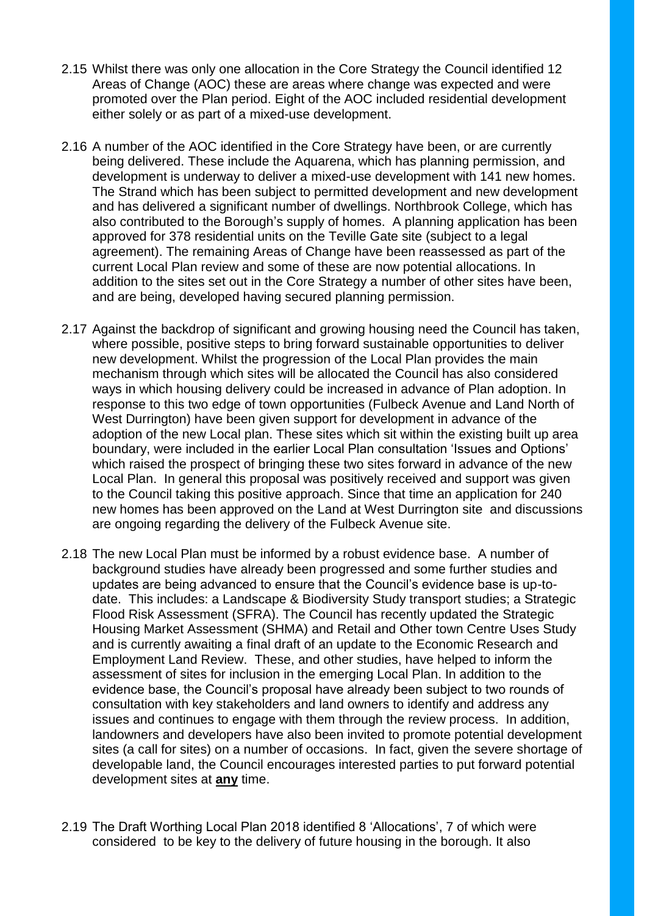2.15 Whilst there was only one allocation in the Core Strategy the Council identified 12 Areas of Change (AOC) these are areas where change was expected and were promoted over the Plan period. Eight of the AOC included residential development either solely or as part of a mixed-use development.

2.16 A number of the AOC identified in the Core Strategy have been, or are currently being delivered. These include the Aquarena, which has planning permission, and development is underway to deliver a mixed-use development with 141 new homes. The Strand which has been subject to permitted development and new development and has delivered a significant number of dwellings. Northbrook College, which has also contributed to the Borough's supply of homes. A planning application has been approved for 378 residential units on the Teville Gate site (subject to a legal agreement). The remaining Areas of Change have been reassessed as part of the current Local Plan review and some of these are now potential allocations. In addition to the sites set out in the Core Strategy a number of other sites have been, and are being, developed having secured planning permission.

2.17 Against the backdrop of significant and growing housing need the Council has taken, where possible, positive steps to bring forward sustainable opportunities to deliver new development. Whilst the progression of the Local Plan provides the main mechanism through which sites will be allocated the Council has also considered ways in which housing delivery could be increased in advance of Plan adoption. In response to this two edge of town opportunities (Fulbeck Avenue and Land North of West Durrington) have been given support for development in advance of the adoption of the new Local plan. These sites which sit within the existing built up area boundary, were included in the earlier Local Plan consultation 'Issues and Options' which raised the prospect of bringing these two sites forward in advance of the new Local Plan. In general this proposal was positively received and support was given to the Council taking this positive approach. Since that time an application for 240 new homes has been approved on the Land at West Durrington site and discussions are ongoing regarding the delivery of the Fulbeck Avenue site.

2.18 The new Local Plan must be informed by a robust evidence base. A number of background studies have already been progressed and some further studies and updates are being advanced to ensure that the Council's evidence base is up-to-date. This includes: a Landscape & Biodiversity Study transport studies; a Strategic Flood Risk Assessment (SFRA). The Council has recently updated the Strategic Housing Market Assessment (SHMA) and Retail and Other town Centre Uses Study and is currently awaiting a final draft of an update to the Economic Research and Employment Land Review. These, and other studies, have helped to inform the assessment of sites for inclusion in the emerging Local Plan. In addition to the evidence base, the Council's proposal have already been subject to two rounds of consultation with key stakeholders and land owners to identify and address any issues and continues to engage with them through the review process. In addition, landowners and developers have also been invited to promote potential development sites (a call for sites) on a number of occasions. In fact, given the severe shortage of developable land, the Council encourages interested parties to put forward potential development sites at **any** time.

2.19 The Draft Worthing Local Plan 2018 identified 8 'Allocations', 7 of which were considered to be key to the delivery of future housing in the borough. It also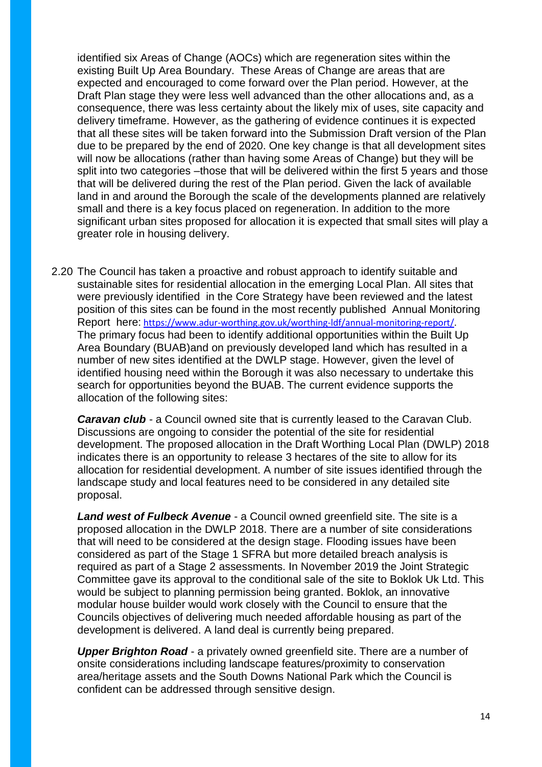identified six Areas of Change (AOCs) which are regeneration sites within the existing Built Up Area Boundary. These Areas of Change are areas that are expected and encouraged to come forward over the Plan period. However, at the Draft Plan stage they were less well advanced than the other allocations and, as a consequence, there was less certainty about the likely mix of uses, site capacity and delivery timeframe. However, as the gathering of evidence continues it is expected that all these sites will be taken forward into the Submission Draft version of the Plan due to be prepared by the end of 2020. One key change is that all development sites will now be allocations (rather than having some Areas of Change) but they will be split into two categories –those that will be delivered within the first 5 years and those that will be delivered during the rest of the Plan period. Given the lack of available land in and around the Borough the scale of the developments planned are relatively small and there is a key focus placed on regeneration. In addition to the more significant urban sites proposed for allocation it is expected that small sites will play a greater role in housing delivery.

2.20 The Council has taken a proactive and robust approach to identify suitable and sustainable sites for residential allocation in the emerging Local Plan. All sites that were previously identified in the Core Strategy have been reviewed and the latest position of this sites can be found in the most recently published Annual Monitoring Report here: https://www.adur-worthing.gov.uk/worthing-ldf/annual-monitoring-report/. The primary focus had been to identify additional opportunities within the Built Up Area Boundary (BUAB)and on previously developed land which has resulted in a number of new sites identified at the DWLP stage. However, given the level of identified housing need within the Borough it was also necessary to undertake this search for opportunities beyond the BUAB. The current evidence supports the allocation of the following sites:

***Caravan club*** - a Council owned site that is currently leased to the Caravan Club. Discussions are ongoing to consider the potential of the site for residential development. The proposed allocation in the Draft Worthing Local Plan (DWLP) 2018 indicates there is an opportunity to release 3 hectares of the site to allow for its allocation for residential development. A number of site issues identified through the landscape study and local features need to be considered in any detailed site proposal.

***Land west of Fulbeck Avenue*** - a Council owned greenfield site. The site is a proposed allocation in the DWLP 2018. There are a number of site considerations that will need to be considered at the design stage. Flooding issues have been considered as part of the Stage 1 SFRA but more detailed breach analysis is required as part of a Stage 2 assessments. In November 2019 the Joint Strategic Committee gave its approval to the conditional sale of the site to Boklok Uk Ltd. This would be subject to planning permission being granted. Boklok, an innovative modular house builder would work closely with the Council to ensure that the Councils objectives of delivering much needed affordable housing as part of the development is delivered. A land deal is currently being prepared.

***Upper Brighton Road*** - a privately owned greenfield site. There are a number of onsite considerations including landscape features/proximity to conservation area/heritage assets and the South Downs National Park which the Council is confident can be addressed through sensitive design.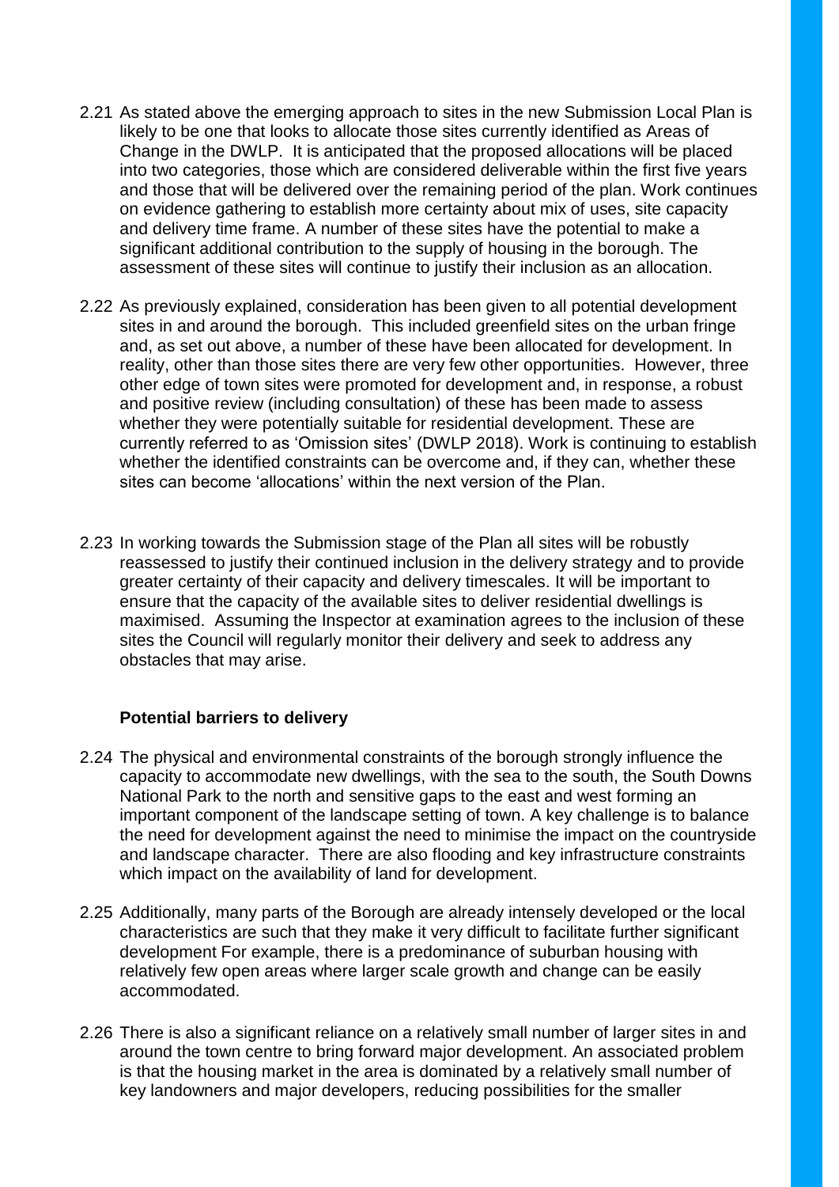2.21 As stated above the emerging approach to sites in the new Submission Local Plan is likely to be one that looks to allocate those sites currently identified as Areas of Change in the DWLP. It is anticipated that the proposed allocations will be placed into two categories, those which are considered deliverable within the first five years and those that will be delivered over the remaining period of the plan. Work continues on evidence gathering to establish more certainty about mix of uses, site capacity and delivery time frame. A number of these sites have the potential to make a significant additional contribution to the supply of housing in the borough. The assessment of these sites will continue to justify their inclusion as an allocation.

2.22 As previously explained, consideration has been given to all potential development sites in and around the borough. This included greenfield sites on the urban fringe and, as set out above, a number of these have been allocated for development. In reality, other than those sites there are very few other opportunities. However, three other edge of town sites were promoted for development and, in response, a robust and positive review (including consultation) of these has been made to assess whether they were potentially suitable for residential development. These are currently referred to as 'Omission sites' (DWLP 2018). Work is continuing to establish whether the identified constraints can be overcome and, if they can, whether these sites can become 'allocations' within the next version of the Plan.

2.23 In working towards the Submission stage of the Plan all sites will be robustly reassessed to justify their continued inclusion in the delivery strategy and to provide greater certainty of their capacity and delivery timescales. It will be important to ensure that the capacity of the available sites to deliver residential dwellings is maximised. Assuming the Inspector at examination agrees to the inclusion of these sites the Council will regularly monitor their delivery and seek to address any obstacles that may arise.

**Potential barriers to delivery**

2.24 The physical and environmental constraints of the borough strongly influence the capacity to accommodate new dwellings, with the sea to the south, the South Downs National Park to the north and sensitive gaps to the east and west forming an important component of the landscape setting of town. A key challenge is to balance the need for development against the need to minimise the impact on the countryside and landscape character. There are also flooding and key infrastructure constraints which impact on the availability of land for development.

2.25 Additionally, many parts of the Borough are already intensely developed or the local characteristics are such that they make it very difficult to facilitate further significant development For example, there is a predominance of suburban housing with relatively few open areas where larger scale growth and change can be easily accommodated.

2.26 There is also a significant reliance on a relatively small number of larger sites in and around the town centre to bring forward major development. An associated problem is that the housing market in the area is dominated by a relatively small number of key landowners and major developers, reducing possibilities for the smaller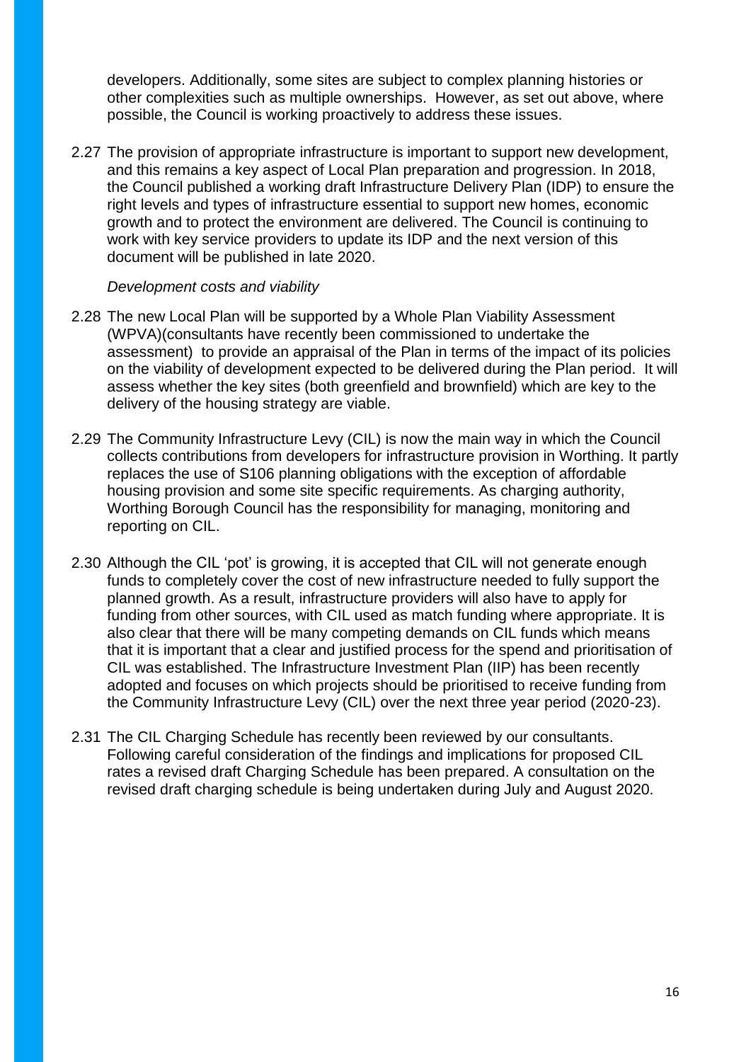developers. Additionally, some sites are subject to complex planning histories or other complexities such as multiple ownerships. However, as set out above, where possible, the Council is working proactively to address these issues.

2.27 The provision of appropriate infrastructure is important to support new development, and this remains a key aspect of Local Plan preparation and progression. In 2018, the Council published a working draft Infrastructure Delivery Plan (IDP) to ensure the right levels and types of infrastructure essential to support new homes, economic growth and to protect the environment are delivered. The Council is continuing to work with key service providers to update its IDP and the next version of this document will be published in late 2020.

*Development costs and viability*

2.28 The new Local Plan will be supported by a Whole Plan Viability Assessment (WPVA)(consultants have recently been commissioned to undertake the assessment) to provide an appraisal of the Plan in terms of the impact of its policies on the viability of development expected to be delivered during the Plan period. It will assess whether the key sites (both greenfield and brownfield) which are key to the delivery of the housing strategy are viable.

2.29 The Community Infrastructure Levy (CIL) is now the main way in which the Council collects contributions from developers for infrastructure provision in Worthing. It partly replaces the use of S106 planning obligations with the exception of affordable housing provision and some site specific requirements. As charging authority, Worthing Borough Council has the responsibility for managing, monitoring and reporting on CIL.

2.30 Although the CIL 'pot' is growing, it is accepted that CIL will not generate enough funds to completely cover the cost of new infrastructure needed to fully support the planned growth. As a result, infrastructure providers will also have to apply for funding from other sources, with CIL used as match funding where appropriate. It is also clear that there will be many competing demands on CIL funds which means that it is important that a clear and justified process for the spend and prioritisation of CIL was established. The Infrastructure Investment Plan (IIP) has been recently adopted and focuses on which projects should be prioritised to receive funding from the Community Infrastructure Levy (CIL) over the next three year period (2020-23).

2.31 The CIL Charging Schedule has recently been reviewed by our consultants. Following careful consideration of the findings and implications for proposed CIL rates a revised draft Charging Schedule has been prepared. A consultation on the revised draft charging schedule is being undertaken during July and August 2020.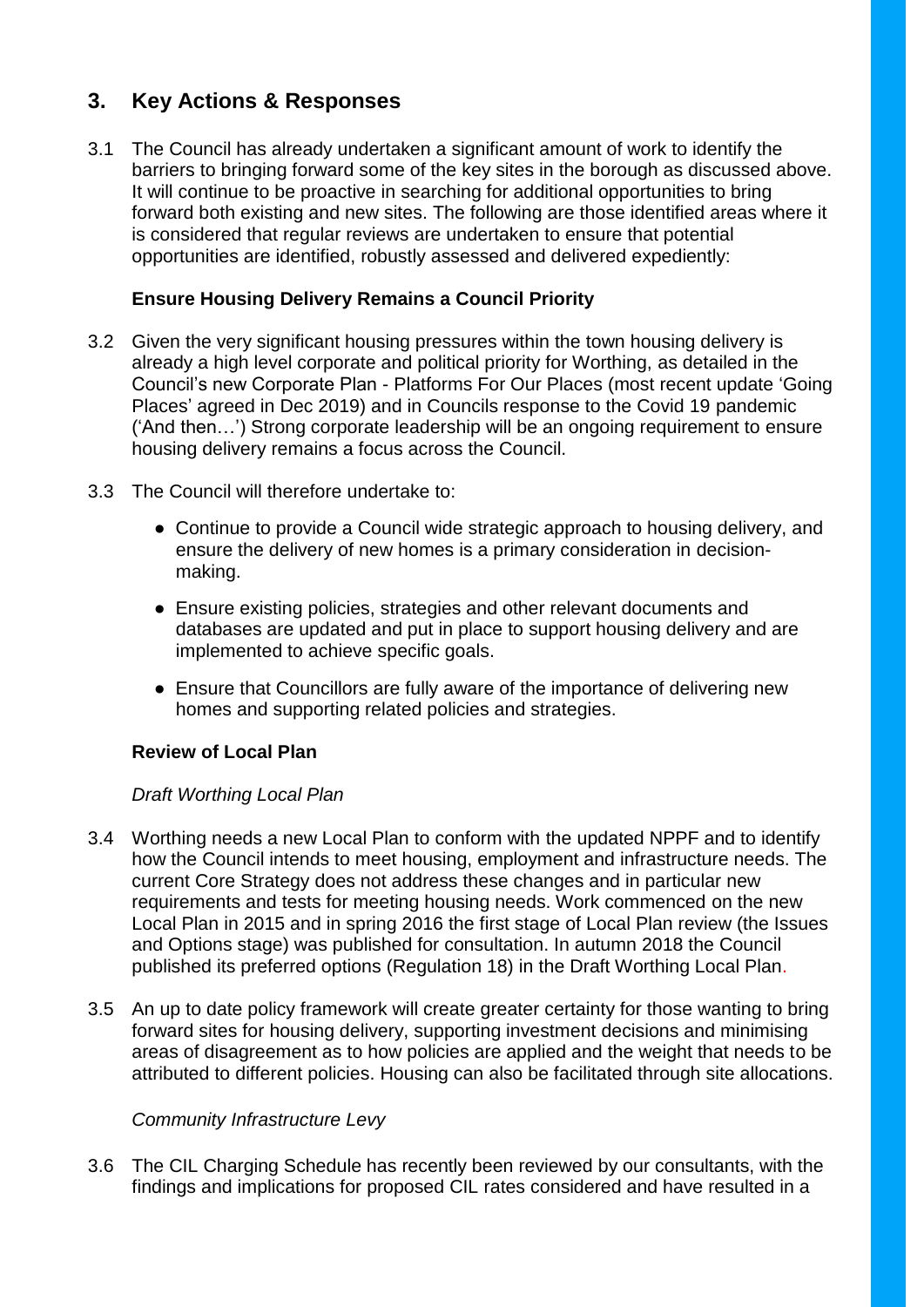## 3. Key Actions & Responses

3.1 The Council has already undertaken a significant amount of work to identify the barriers to bringing forward some of the key sites in the borough as discussed above. It will continue to be proactive in searching for additional opportunities to bring forward both existing and new sites. The following are those identified areas where it is considered that regular reviews are undertaken to ensure that potential opportunities are identified, robustly assessed and delivered expediently:

**Ensure Housing Delivery Remains a Council Priority**

3.2 Given the very significant housing pressures within the town housing delivery is already a high level corporate and political priority for Worthing, as detailed in the Council's new Corporate Plan - Platforms For Our Places (most recent update 'Going Places' agreed in Dec 2019) and in Councils response to the Covid 19 pandemic ('And then…') Strong corporate leadership will be an ongoing requirement to ensure housing delivery remains a focus across the Council.

3.3 The Council will therefore undertake to:

- Continue to provide a Council wide strategic approach to housing delivery, and ensure the delivery of new homes is a primary consideration in decision-making.
- Ensure existing policies, strategies and other relevant documents and databases are updated and put in place to support housing delivery and are implemented to achieve specific goals.
- Ensure that Councillors are fully aware of the importance of delivering new homes and supporting related policies and strategies.

**Review of Local Plan**

*Draft Worthing Local Plan*

3.4 Worthing needs a new Local Plan to conform with the updated NPPF and to identify how the Council intends to meet housing, employment and infrastructure needs. The current Core Strategy does not address these changes and in particular new requirements and tests for meeting housing needs. Work commenced on the new Local Plan in 2015 and in spring 2016 the first stage of Local Plan review (the Issues and Options stage) was published for consultation. In autumn 2018 the Council published its preferred options (Regulation 18) in the Draft Worthing Local Plan.

3.5 An up to date policy framework will create greater certainty for those wanting to bring forward sites for housing delivery, supporting investment decisions and minimising areas of disagreement as to how policies are applied and the weight that needs to be attributed to different policies. Housing can also be facilitated through site allocations.

*Community Infrastructure Levy*

3.6 The CIL Charging Schedule has recently been reviewed by our consultants, with the findings and implications for proposed CIL rates considered and have resulted in a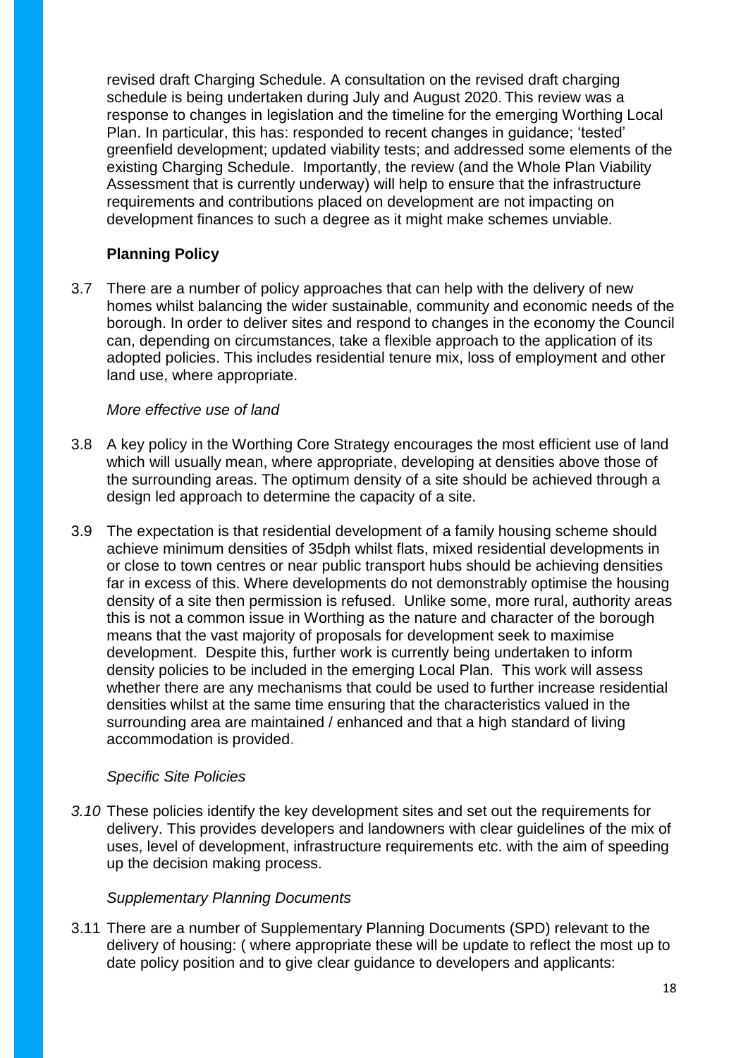revised draft Charging Schedule. A consultation on the revised draft charging schedule is being undertaken during July and August 2020. This review was a response to changes in legislation and the timeline for the emerging Worthing Local Plan. In particular, this has: responded to recent changes in guidance; 'tested' greenfield development; updated viability tests; and addressed some elements of the existing Charging Schedule. Importantly, the review (and the Whole Plan Viability Assessment that is currently underway) will help to ensure that the infrastructure requirements and contributions placed on development are not impacting on development finances to such a degree as it might make schemes unviable.

### Planning Policy

3.7 There are a number of policy approaches that can help with the delivery of new homes whilst balancing the wider sustainable, community and economic needs of the borough. In order to deliver sites and respond to changes in the economy the Council can, depending on circumstances, take a flexible approach to the application of its adopted policies. This includes residential tenure mix, loss of employment and other land use, where appropriate.

*More effective use of land*

3.8 A key policy in the Worthing Core Strategy encourages the most efficient use of land which will usually mean, where appropriate, developing at densities above those of the surrounding areas. The optimum density of a site should be achieved through a design led approach to determine the capacity of a site.

3.9 The expectation is that residential development of a family housing scheme should achieve minimum densities of 35dph whilst flats, mixed residential developments in or close to town centres or near public transport hubs should be achieving densities far in excess of this. Where developments do not demonstrably optimise the housing density of a site then permission is refused. Unlike some, more rural, authority areas this is not a common issue in Worthing as the nature and character of the borough means that the vast majority of proposals for development seek to maximise development. Despite this, further work is currently being undertaken to inform density policies to be included in the emerging Local Plan. This work will assess whether there are any mechanisms that could be used to further increase residential densities whilst at the same time ensuring that the characteristics valued in the surrounding area are maintained / enhanced and that a high standard of living accommodation is provided.

*Specific Site Policies*

*3.10* These policies identify the key development sites and set out the requirements for delivery. This provides developers and landowners with clear guidelines of the mix of uses, level of development, infrastructure requirements etc. with the aim of speeding up the decision making process.

*Supplementary Planning Documents*

3.11 There are a number of Supplementary Planning Documents (SPD) relevant to the delivery of housing: ( where appropriate these will be update to reflect the most up to date policy position and to give clear guidance to developers and applicants: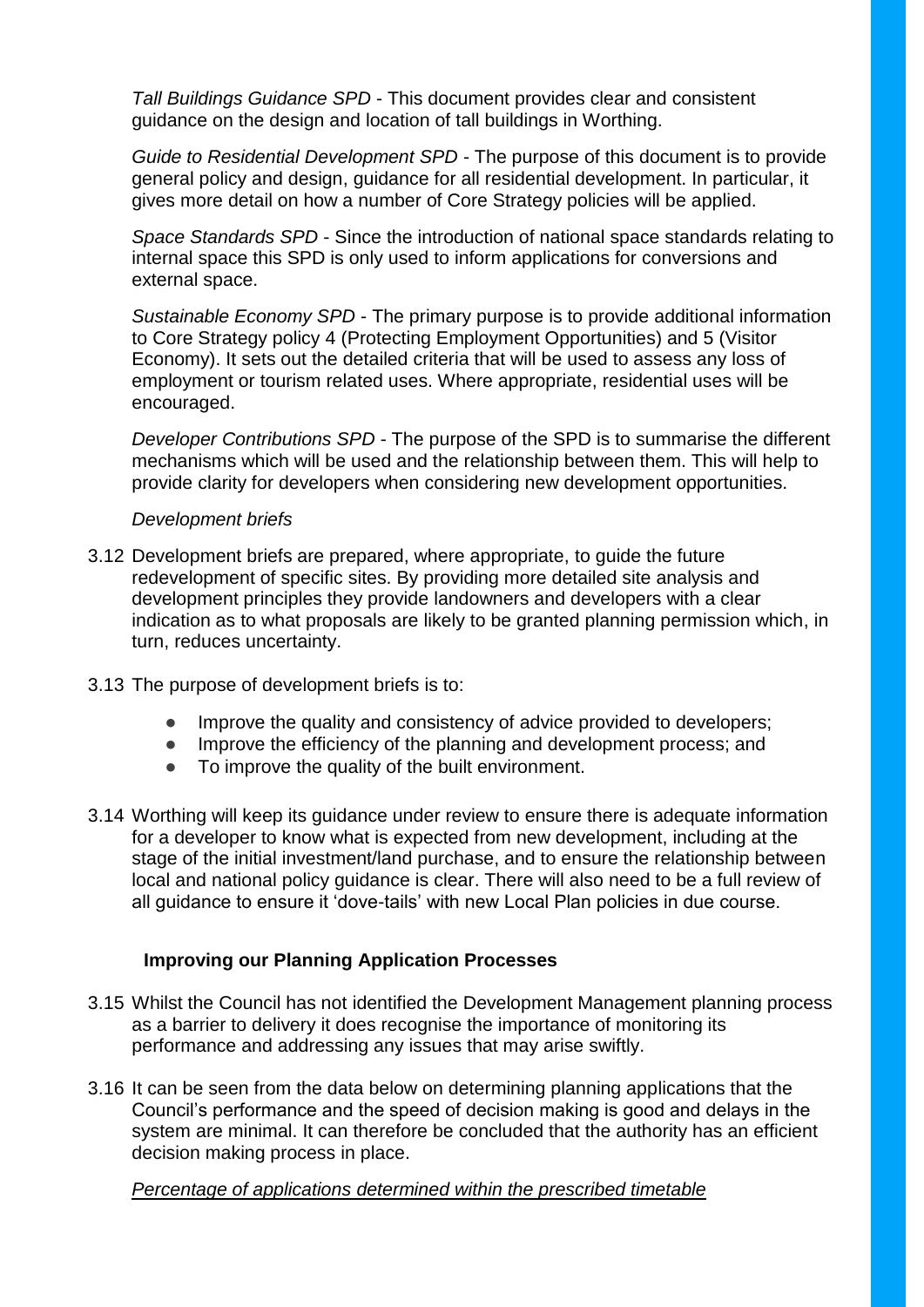*Tall Buildings Guidance SPD* - This document provides clear and consistent guidance on the design and location of tall buildings in Worthing.

*Guide to Residential Development SPD* - The purpose of this document is to provide general policy and design, guidance for all residential development. In particular, it gives more detail on how a number of Core Strategy policies will be applied.

*Space Standards SPD* - Since the introduction of national space standards relating to internal space this SPD is only used to inform applications for conversions and external space.

*Sustainable Economy SPD* - The primary purpose is to provide additional information to Core Strategy policy 4 (Protecting Employment Opportunities) and 5 (Visitor Economy). It sets out the detailed criteria that will be used to assess any loss of employment or tourism related uses. Where appropriate, residential uses will be encouraged.

*Developer Contributions SPD* - The purpose of the SPD is to summarise the different mechanisms which will be used and the relationship between them. This will help to provide clarity for developers when considering new development opportunities.

*Development briefs*

3.12 Development briefs are prepared, where appropriate, to guide the future redevelopment of specific sites. By providing more detailed site analysis and development principles they provide landowners and developers with a clear indication as to what proposals are likely to be granted planning permission which, in turn, reduces uncertainty.

3.13 The purpose of development briefs is to:

- Improve the quality and consistency of advice provided to developers;
- Improve the efficiency of the planning and development process; and
- To improve the quality of the built environment.

3.14 Worthing will keep its guidance under review to ensure there is adequate information for a developer to know what is expected from new development, including at the stage of the initial investment/land purchase, and to ensure the relationship between local and national policy guidance is clear. There will also need to be a full review of all guidance to ensure it 'dove-tails' with new Local Plan policies in due course.

### Improving our Planning Application Processes

3.15 Whilst the Council has not identified the Development Management planning process as a barrier to delivery it does recognise the importance of monitoring its performance and addressing any issues that may arise swiftly.

3.16 It can be seen from the data below on determining planning applications that the Council's performance and the speed of decision making is good and delays in the system are minimal. It can therefore be concluded that the authority has an efficient decision making process in place.

*Percentage of applications determined within the prescribed timetable*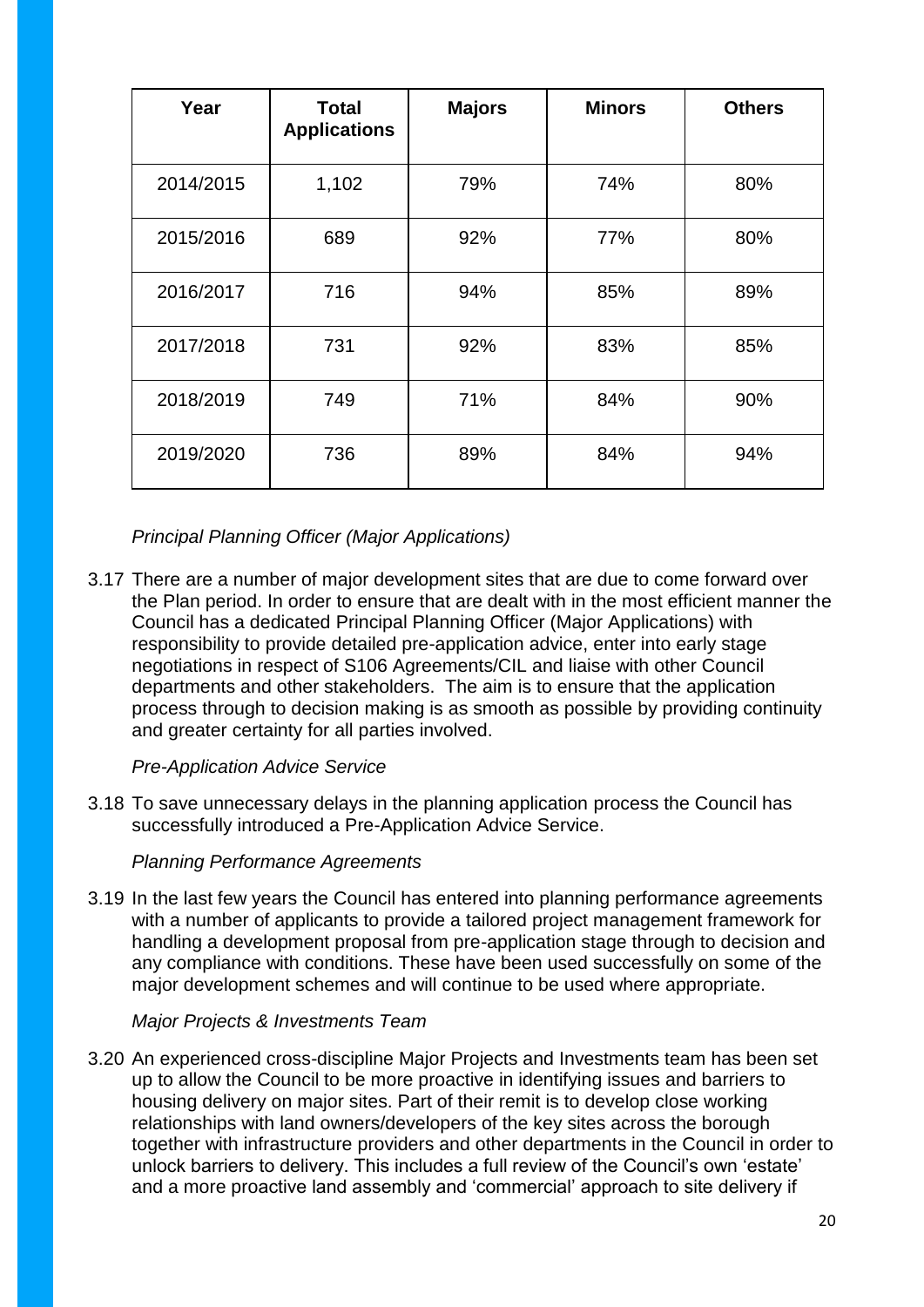| Year | Total Applications | Majors | Minors | Others |
|---|---|---|---|---|
| 2014/2015 | 1,102 | 79% | 74% | 80% |
| 2015/2016 | 689 | 92% | 77% | 80% |
| 2016/2017 | 716 | 94% | 85% | 89% |
| 2017/2018 | 731 | 92% | 83% | 85% |
| 2018/2019 | 749 | 71% | 84% | 90% |
| 2019/2020 | 736 | 89% | 84% | 94% |

*Principal Planning Officer (Major Applications)*

3.17 There are a number of major development sites that are due to come forward over the Plan period. In order to ensure that are dealt with in the most efficient manner the Council has a dedicated Principal Planning Officer (Major Applications) with responsibility to provide detailed pre-application advice, enter into early stage negotiations in respect of S106 Agreements/CIL and liaise with other Council departments and other stakeholders. The aim is to ensure that the application process through to decision making is as smooth as possible by providing continuity and greater certainty for all parties involved.

*Pre-Application Advice Service*

3.18 To save unnecessary delays in the planning application process the Council has successfully introduced a Pre-Application Advice Service.

*Planning Performance Agreements*

3.19 In the last few years the Council has entered into planning performance agreements with a number of applicants to provide a tailored project management framework for handling a development proposal from pre-application stage through to decision and any compliance with conditions. These have been used successfully on some of the major development schemes and will continue to be used where appropriate.

*Major Projects & Investments Team*

3.20 An experienced cross-discipline Major Projects and Investments team has been set up to allow the Council to be more proactive in identifying issues and barriers to housing delivery on major sites. Part of their remit is to develop close working relationships with land owners/developers of the key sites across the borough together with infrastructure providers and other departments in the Council in order to unlock barriers to delivery. This includes a full review of the Council's own 'estate' and a more proactive land assembly and 'commercial' approach to site delivery if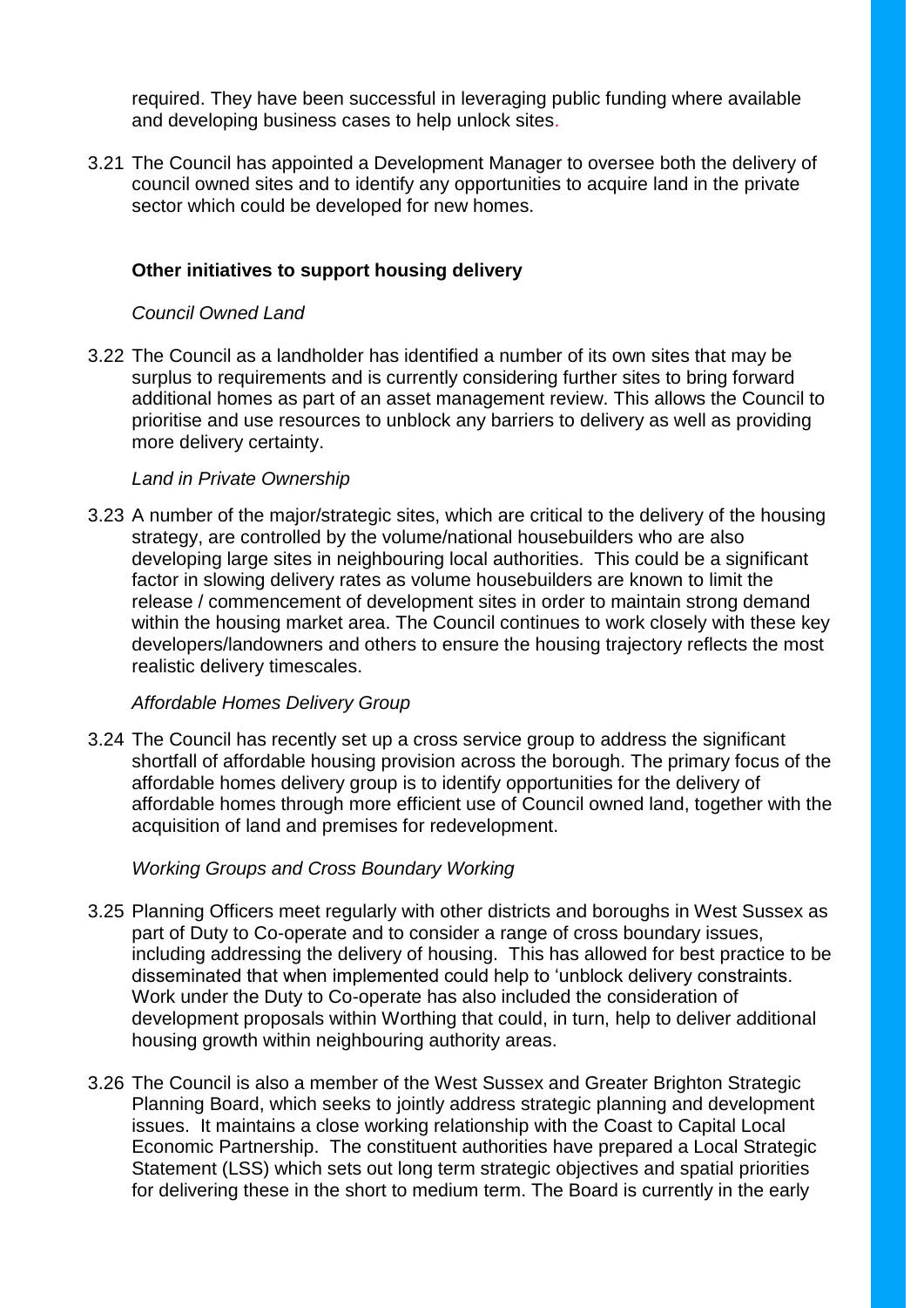required. They have been successful in leveraging public funding where available and developing business cases to help unlock sites.

3.21 The Council has appointed a Development Manager to oversee both the delivery of council owned sites and to identify any opportunities to acquire land in the private sector which could be developed for new homes.

**Other initiatives to support housing delivery**

*Council Owned Land*

3.22 The Council as a landholder has identified a number of its own sites that may be surplus to requirements and is currently considering further sites to bring forward additional homes as part of an asset management review. This allows the Council to prioritise and use resources to unblock any barriers to delivery as well as providing more delivery certainty.

*Land in Private Ownership*

3.23 A number of the major/strategic sites, which are critical to the delivery of the housing strategy, are controlled by the volume/national housebuilders who are also developing large sites in neighbouring local authorities. This could be a significant factor in slowing delivery rates as volume housebuilders are known to limit the release / commencement of development sites in order to maintain strong demand within the housing market area. The Council continues to work closely with these key developers/landowners and others to ensure the housing trajectory reflects the most realistic delivery timescales.

*Affordable Homes Delivery Group*

3.24 The Council has recently set up a cross service group to address the significant shortfall of affordable housing provision across the borough. The primary focus of the affordable homes delivery group is to identify opportunities for the delivery of affordable homes through more efficient use of Council owned land, together with the acquisition of land and premises for redevelopment.

*Working Groups and Cross Boundary Working*

3.25 Planning Officers meet regularly with other districts and boroughs in West Sussex as part of Duty to Co-operate and to consider a range of cross boundary issues, including addressing the delivery of housing. This has allowed for best practice to be disseminated that when implemented could help to 'unblock delivery constraints. Work under the Duty to Co-operate has also included the consideration of development proposals within Worthing that could, in turn, help to deliver additional housing growth within neighbouring authority areas.

3.26 The Council is also a member of the West Sussex and Greater Brighton Strategic Planning Board, which seeks to jointly address strategic planning and development issues. It maintains a close working relationship with the Coast to Capital Local Economic Partnership. The constituent authorities have prepared a Local Strategic Statement (LSS) which sets out long term strategic objectives and spatial priorities for delivering these in the short to medium term. The Board is currently in the early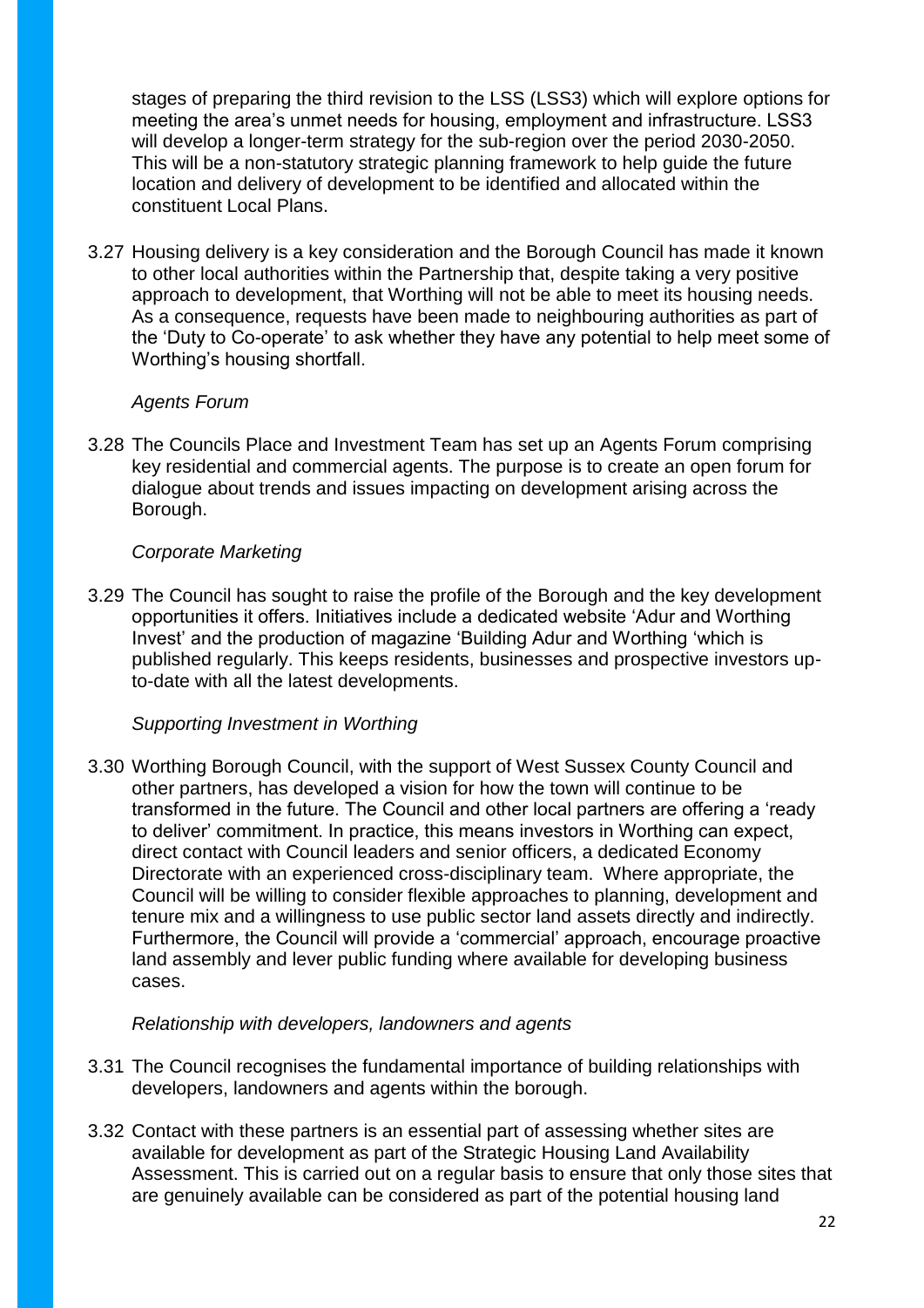stages of preparing the third revision to the LSS (LSS3) which will explore options for meeting the area's unmet needs for housing, employment and infrastructure. LSS3 will develop a longer-term strategy for the sub-region over the period 2030-2050. This will be a non-statutory strategic planning framework to help guide the future location and delivery of development to be identified and allocated within the constituent Local Plans.

3.27 Housing delivery is a key consideration and the Borough Council has made it known to other local authorities within the Partnership that, despite taking a very positive approach to development, that Worthing will not be able to meet its housing needs. As a consequence, requests have been made to neighbouring authorities as part of the 'Duty to Co-operate' to ask whether they have any potential to help meet some of Worthing's housing shortfall.

*Agents Forum*

3.28 The Councils Place and Investment Team has set up an Agents Forum comprising key residential and commercial agents. The purpose is to create an open forum for dialogue about trends and issues impacting on development arising across the Borough.

*Corporate Marketing*

3.29 The Council has sought to raise the profile of the Borough and the key development opportunities it offers. Initiatives include a dedicated website 'Adur and Worthing Invest' and the production of magazine 'Building Adur and Worthing 'which is published regularly. This keeps residents, businesses and prospective investors up-to-date with all the latest developments.

*Supporting Investment in Worthing*

3.30 Worthing Borough Council, with the support of West Sussex County Council and other partners, has developed a vision for how the town will continue to be transformed in the future. The Council and other local partners are offering a 'ready to deliver' commitment. In practice, this means investors in Worthing can expect, direct contact with Council leaders and senior officers, a dedicated Economy Directorate with an experienced cross-disciplinary team. Where appropriate, the Council will be willing to consider flexible approaches to planning, development and tenure mix and a willingness to use public sector land assets directly and indirectly. Furthermore, the Council will provide a 'commercial' approach, encourage proactive land assembly and lever public funding where available for developing business cases.

*Relationship with developers, landowners and agents*

3.31 The Council recognises the fundamental importance of building relationships with developers, landowners and agents within the borough.

3.32 Contact with these partners is an essential part of assessing whether sites are available for development as part of the Strategic Housing Land Availability Assessment. This is carried out on a regular basis to ensure that only those sites that are genuinely available can be considered as part of the potential housing land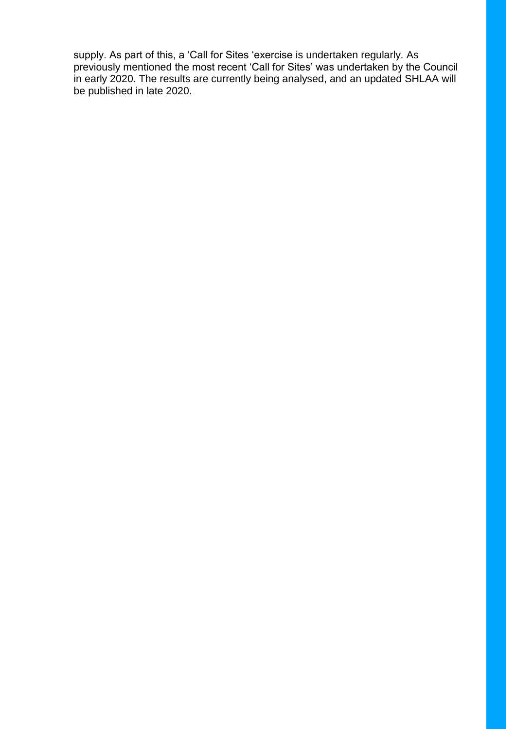supply. As part of this, a 'Call for Sites 'exercise is undertaken regularly. As previously mentioned the most recent 'Call for Sites' was undertaken by the Council in early 2020. The results are currently being analysed, and an updated SHLAA will be published in late 2020.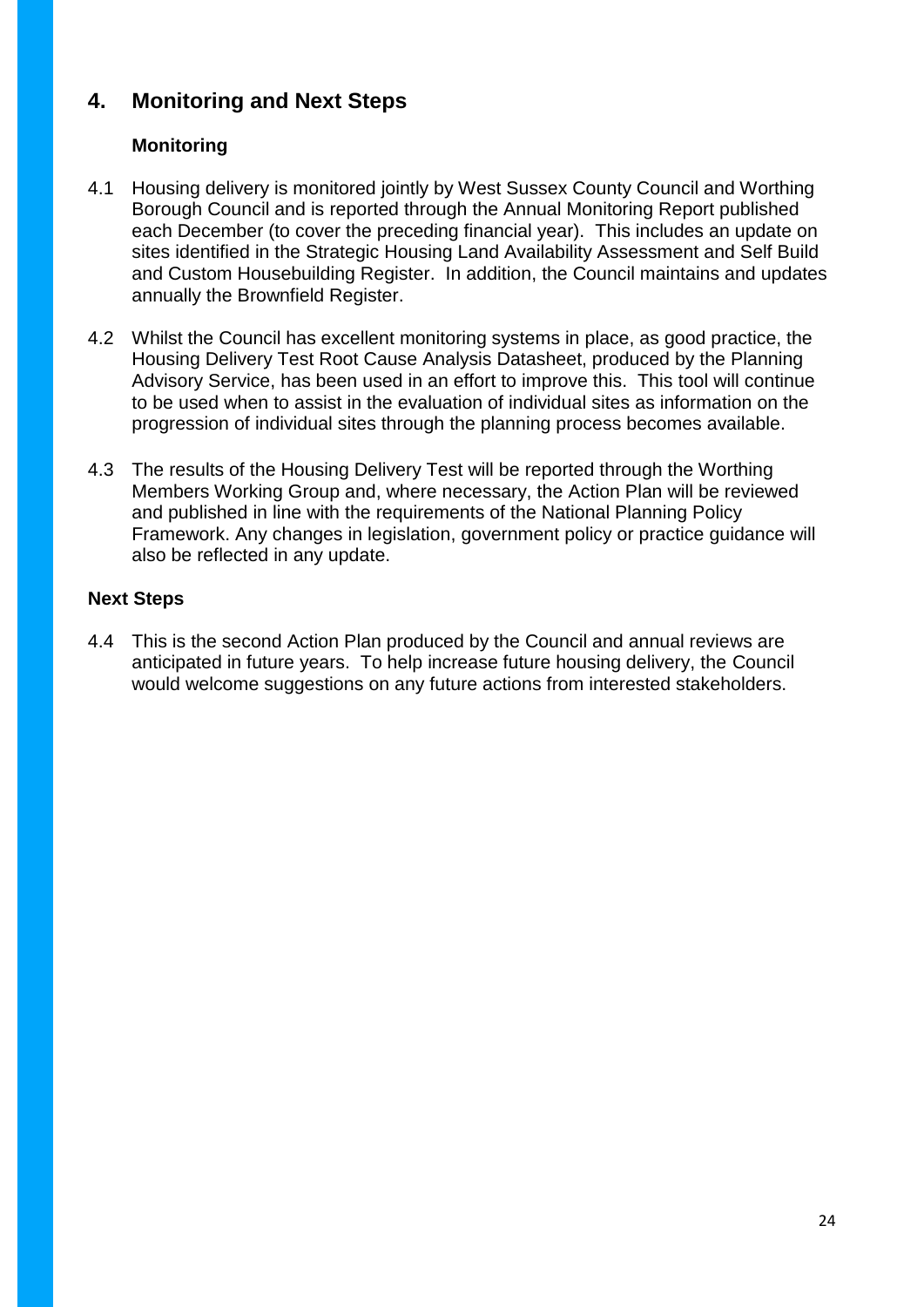## 4. Monitoring and Next Steps

### Monitoring

4.1 Housing delivery is monitored jointly by West Sussex County Council and Worthing Borough Council and is reported through the Annual Monitoring Report published each December (to cover the preceding financial year). This includes an update on sites identified in the Strategic Housing Land Availability Assessment and Self Build and Custom Housebuilding Register. In addition, the Council maintains and updates annually the Brownfield Register.

4.2 Whilst the Council has excellent monitoring systems in place, as good practice, the Housing Delivery Test Root Cause Analysis Datasheet, produced by the Planning Advisory Service, has been used in an effort to improve this. This tool will continue to be used when to assist in the evaluation of individual sites as information on the progression of individual sites through the planning process becomes available.

4.3 The results of the Housing Delivery Test will be reported through the Worthing Members Working Group and, where necessary, the Action Plan will be reviewed and published in line with the requirements of the National Planning Policy Framework. Any changes in legislation, government policy or practice guidance will also be reflected in any update.

### Next Steps

4.4 This is the second Action Plan produced by the Council and annual reviews are anticipated in future years. To help increase future housing delivery, the Council would welcome suggestions on any future actions from interested stakeholders.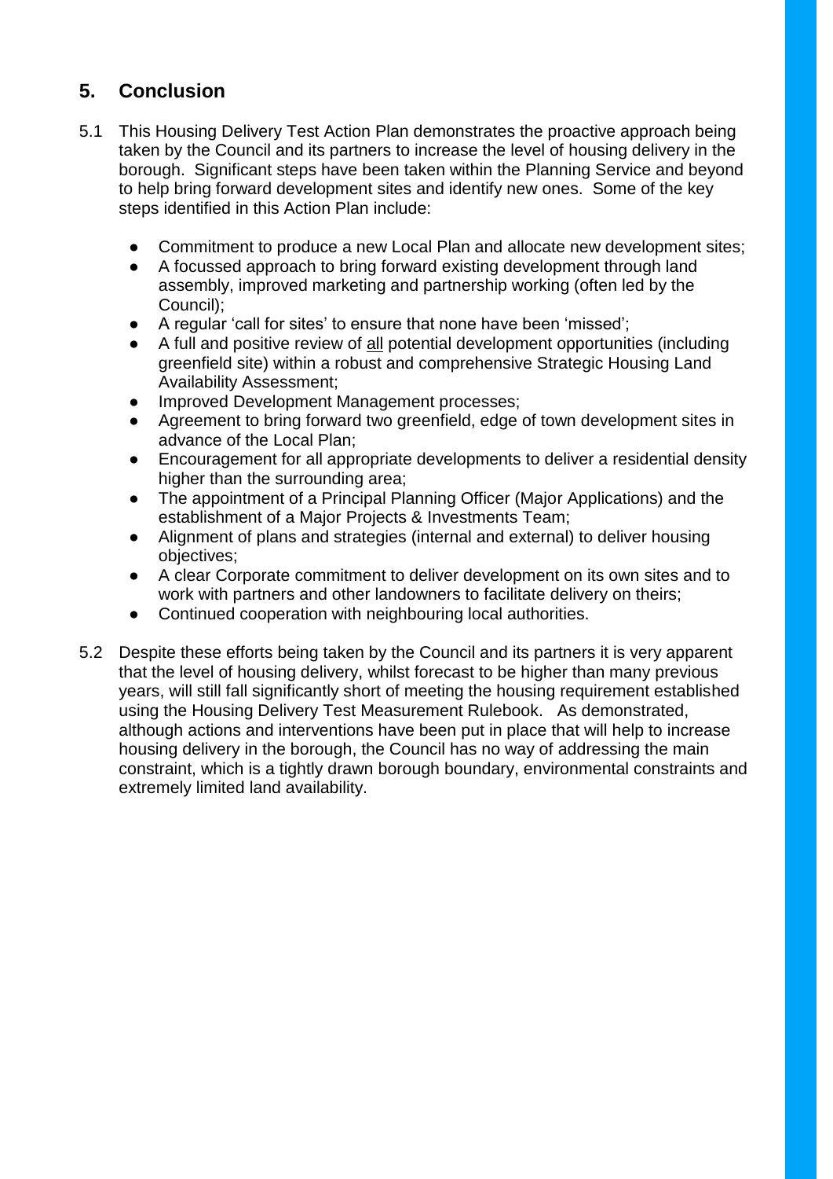## 5. Conclusion

5.1 This Housing Delivery Test Action Plan demonstrates the proactive approach being taken by the Council and its partners to increase the level of housing delivery in the borough. Significant steps have been taken within the Planning Service and beyond to help bring forward development sites and identify new ones. Some of the key steps identified in this Action Plan include:

- Commitment to produce a new Local Plan and allocate new development sites;
- A focussed approach to bring forward existing development through land assembly, improved marketing and partnership working (often led by the Council);
- A regular 'call for sites' to ensure that none have been 'missed';
- A full and positive review of <u>all</u> potential development opportunities (including greenfield site) within a robust and comprehensive Strategic Housing Land Availability Assessment;
- Improved Development Management processes;
- Agreement to bring forward two greenfield, edge of town development sites in advance of the Local Plan;
- Encouragement for all appropriate developments to deliver a residential density higher than the surrounding area;
- The appointment of a Principal Planning Officer (Major Applications) and the establishment of a Major Projects & Investments Team;
- Alignment of plans and strategies (internal and external) to deliver housing objectives;
- A clear Corporate commitment to deliver development on its own sites and to work with partners and other landowners to facilitate delivery on theirs;
- Continued cooperation with neighbouring local authorities.

5.2 Despite these efforts being taken by the Council and its partners it is very apparent that the level of housing delivery, whilst forecast to be higher than many previous years, will still fall significantly short of meeting the housing requirement established using the Housing Delivery Test Measurement Rulebook. As demonstrated, although actions and interventions have been put in place that will help to increase housing delivery in the borough, the Council has no way of addressing the main constraint, which is a tightly drawn borough boundary, environmental constraints and extremely limited land availability.